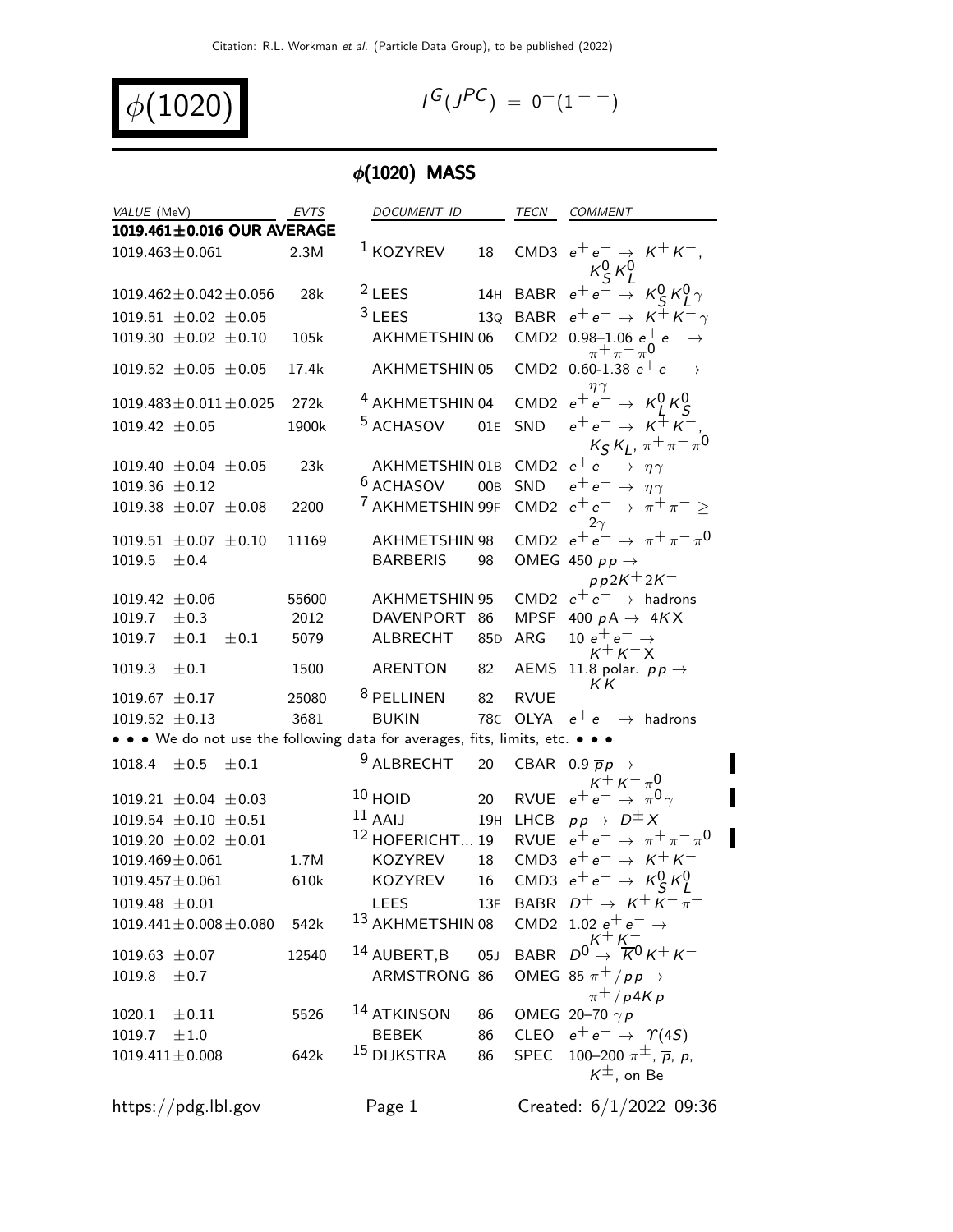# $\phi(1020)$

$I^G(J^{PC}) = 0^-(1^{--})$

## $\phi$(1020) MASS

| VALUE (MeV) | EVTS | DOCUMENT ID | | TECN | COMMENT |
|---|---|---|---|---|---|
| **1019.461±0.016 OUR AVERAGE** | | | | | |
| 1019.463±0.061 | 2.3M | [1] KOZYREV | 18 | CMD3 | $e^+e^- \rightarrow K^+K^-$, $K^0_S K^0_L$ |
| 1019.462±0.042±0.056 | 28k | [2] LEES | 14H | BABR | $e^+e^- \rightarrow K^0_S K^0_L \gamma$ |
| 1019.51 ±0.02 ±0.05 | | [3] LEES | 13Q | BABR | $e^+e^- \rightarrow K^+K^-\gamma$ |
| 1019.30 ±0.02 ±0.10 | 105k | AKHMETSHIN | 06 | CMD2 | 0.98–1.06 $e^+e^- \rightarrow \pi^+\pi^-\pi^0$ |
| 1019.52 ±0.05 ±0.05 | 17.4k | AKHMETSHIN | 05 | CMD2 | 0.60-1.38 $e^+e^- \rightarrow \eta\gamma$ |
| 1019.483±0.011±0.025 | 272k | [4] AKHMETSHIN | 04 | CMD2 | $e^+e^- \rightarrow K^0_L K^0_S$ |
| 1019.42 ±0.05 | 1900k | [5] ACHASOV | 01E | SND | $e^+e^- \rightarrow K^+K^-$, $K_S K_L$, $\pi^+\pi^-\pi^0$ |
| 1019.40 ±0.04 ±0.05 | 23k | AKHMETSHIN | 01B | CMD2 | $e^+e^- \rightarrow \eta\gamma$ |
| 1019.36 ±0.12 | | [6] ACHASOV | 00B | SND | $e^+e^- \rightarrow \eta\gamma$ |
| 1019.38 ±0.07 ±0.08 | 2200 | [7] AKHMETSHIN | 99F | CMD2 | $e^+e^- \rightarrow \pi^+\pi^- \geq 2\gamma$ |
| 1019.51 ±0.07 ±0.10 | 11169 | AKHMETSHIN | 98 | CMD2 | $e^+e^- \rightarrow \pi^+\pi^-\pi^0$ |
| 1019.5 ±0.4 | | BARBERIS | 98 | OMEG | 450 $pp \rightarrow pp2K^+2K^-$ |
| 1019.42 ±0.06 | 55600 | AKHMETSHIN | 95 | CMD2 | $e^+e^- \rightarrow$ hadrons |
| 1019.7 ±0.3 | 2012 | DAVENPORT | 86 | MPSF | 400 $pA \rightarrow 4KX$ |
| 1019.7 ±0.1 ±0.1 | 5079 | ALBRECHT | 85D | ARG | 10 $e^+e^- \rightarrow K^+K^-X$ |
| 1019.3 ±0.1 | 1500 | ARENTON | 82 | AEMS | 11.8 polar. $pp \rightarrow KK$ |
| 1019.67 ±0.17 | 25080 | [8] PELLINEN | 82 | RVUE | |
| 1019.52 ±0.13 | 3681 | BUKIN | 78C | OLYA | $e^+e^- \rightarrow$ hadrons |
| • • • We do not use the following data for averages, fits, limits, etc. • • • | | | | | |
| 1018.4 ±0.5 ±0.1 | | [9] ALBRECHT | 20 | CBAR | 0.9 $\overline{p}p \rightarrow K^+K^-\pi^0$ |
| 1019.21 ±0.04 ±0.03 | | [10] HOID | 20 | RVUE | $e^+e^- \rightarrow \pi^0\gamma$ |
| 1019.54 ±0.10 ±0.51 | | [11] AAIJ | 19H | LHCB | $pp \rightarrow D^\pm X$ |
| 1019.20 ±0.02 ±0.01 | | [12] HOFERICHT... | 19 | RVUE | $e^+e^- \rightarrow \pi^+\pi^-\pi^0$ |
| 1019.469±0.061 | 1.7M | KOZYREV | 18 | CMD3 | $e^+e^- \rightarrow K^+K^-$ |
| 1019.457±0.061 | 610k | KOZYREV | 16 | CMD3 | $e^+e^- \rightarrow K^0_S K^0_L$ |
| 1019.48 ±0.01 | | LEES | 13F | BABR | $D^+ \rightarrow K^+K^-\pi^+$ |
| 1019.441±0.008±0.080 | 542k | [13] AKHMETSHIN | 08 | CMD2 | 1.02 $e^+e^- \rightarrow K^+K^-$ |
| 1019.63 ±0.07 | 12540 | [14] AUBERT,B | 05J | BABR | $D^0 \rightarrow \overline{K}^0 K^+K^-$ |
| 1019.8 ±0.7 | | ARMSTRONG | 86 | OMEG | 85 $\pi^+/pp \rightarrow \pi^+/p4Kp$ |
| 1020.1 ±0.11 | 5526 | [14] ATKINSON | 86 | OMEG | 20–70 $\gamma p$ |
| 1019.7 ±1.0 | | BEBEK | 86 | CLEO | $e^+e^- \rightarrow \Upsilon(4S)$ |
| 1019.411±0.008 | 642k | [15] DIJKSTRA | 86 | SPEC | 100–200 $\pi^\pm$, $\overline{p}$, $p$, $K^\pm$, on Be |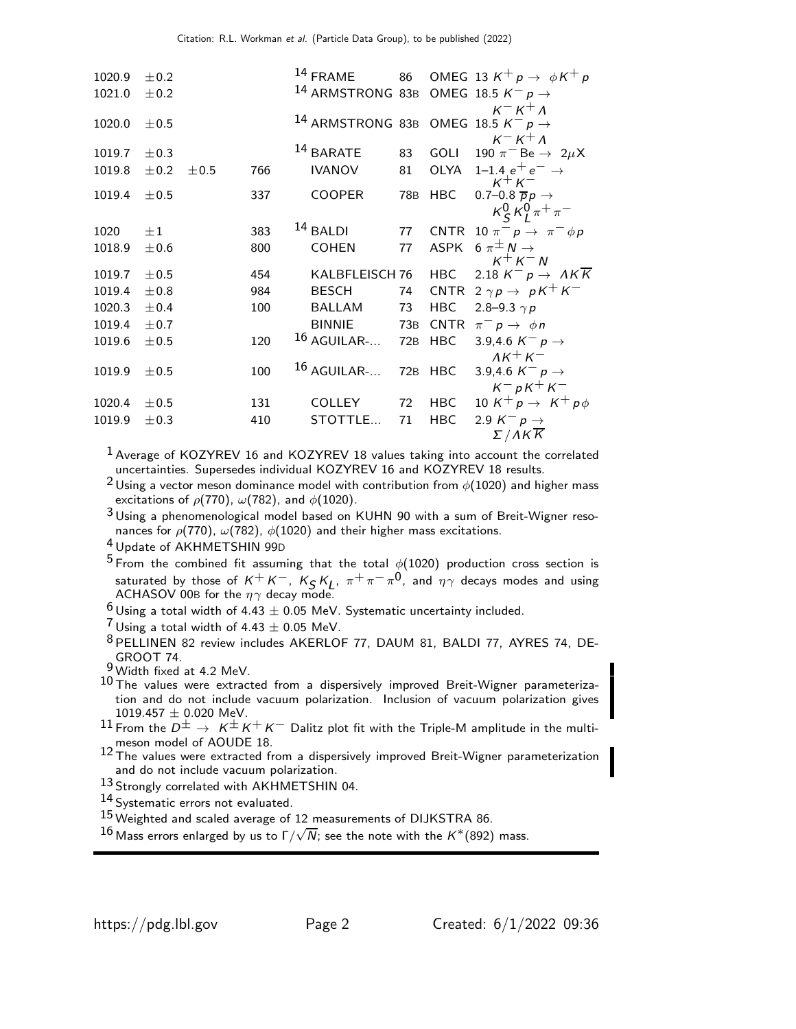| VALUE (MeV) | | | EVTS | DOCUMENT ID | | TECN | COMMENT |
|---|---|---|---|---|---|---|---|
| 1020.9 | ±0.2 | | | FRAME[14] | 86 | OMEG | 13 $K^+ p \to \phi K^+ p$ |
| 1021.0 | ±0.2 | | | ARMSTRONG[14] | 83B | OMEG | 18.5 $K^- p \to K^- K^+ \Lambda$ |
| 1020.0 | ±0.5 | | | ARMSTRONG[14] | 83B | OMEG | 18.5 $K^- p \to K^- K^+ \Lambda$ |
| 1019.7 | ±0.3 | | | BARATE[14] | 83 | GOLI | 190 $\pi^-$ Be $\to 2\mu X$ |
| 1019.8 | ±0.2 | ±0.5 | 766 | IVANOV | 81 | OLYA | 1–1.4 $e^+ e^- \to K^+ K^-$ |
| 1019.4 | ±0.5 | | 337 | COOPER | 78B | HBC | 0.7–0.8 $\overline{p} p \to K^0_S K^0_L \pi^+ \pi^-$ |
| 1020 | ±1 | | 383 | BALDI[14] | 77 | CNTR | 10 $\pi^- p \to \pi^- \phi p$ |
| 1018.9 | ±0.6 | | 800 | COHEN | 77 | ASPK | 6 $\pi^\pm N \to K^+ K^- N$ |
| 1019.7 | ±0.5 | | 454 | KALBFLEISCH | 76 | HBC | 2.18 $K^- p \to \Lambda K \overline{K}$ |
| 1019.4 | ±0.8 | | 984 | BESCH | 74 | CNTR | 2 $\gamma p \to p K^+ K^-$ |
| 1020.3 | ±0.4 | | 100 | BALLAM | 73 | HBC | 2.8–9.3 $\gamma p$ |
| 1019.4 | ±0.7 | | | BINNIE | 73B | CNTR | $\pi^- p \to \phi n$ |
| 1019.6 | ±0.5 | | 120 | AGUILAR-...[16] | 72B | HBC | 3.9,4.6 $K^- p \to \Lambda K^+ K^-$ |
| 1019.9 | ±0.5 | | 100 | AGUILAR-...[16] | 72B | HBC | 3.9,4.6 $K^- p \to K^- p K^+ K^-$ |
| 1020.4 | ±0.5 | | 131 | COLLEY | 72 | HBC | 10 $K^+ p \to K^+ p \phi$ |
| 1019.9 | ±0.3 | | 410 | STOTTLE... | 71 | HBC | 2.9 $K^- p \to \Sigma / \Lambda K \overline{K}$ |

[1] Average of KOZYREV 16 and KOZYREV 18 values taking into account the correlated uncertainties. Supersedes individual KOZYREV 16 and KOZYREV 18 results.

[2] Using a vector meson dominance model with contribution from $\phi(1020)$ and higher mass excitations of $\rho(770)$, $\omega(782)$, and $\phi(1020)$.

[3] Using a phenomenological model based on KUHN 90 with a sum of Breit-Wigner resonances for $\rho(770)$, $\omega(782)$, $\phi(1020)$ and their higher mass excitations.

[4] Update of AKHMETSHIN 99D

[5] From the combined fit assuming that the total $\phi(1020)$ production cross section is saturated by those of $K^+ K^-$, $K_S K_L$, $\pi^+ \pi^- \pi^0$, and $\eta\gamma$ decays modes and using ACHASOV 00B for the $\eta\gamma$ decay mode.

[6] Using a total width of 4.43 ± 0.05 MeV. Systematic uncertainty included.

[7] Using a total width of 4.43 ± 0.05 MeV.

[8] PELLINEN 82 review includes AKERLOF 77, DAUM 81, BALDI 77, AYRES 74, DEGROOT 74.

[9] Width fixed at 4.2 MeV.

[10] The values were extracted from a dispersively improved Breit-Wigner parameterization and do not include vacuum polarization. Inclusion of vacuum polarization gives 1019.457 ± 0.020 MeV.

[11] From the $D^\pm \to K^\pm K^+ K^-$ Dalitz plot fit with the Triple-M amplitude in the multi-meson model of AOUDE 18.

[12] The values were extracted from a dispersively improved Breit-Wigner parameterization and do not include vacuum polarization.

[13] Strongly correlated with AKHMETSHIN 04.

[14] Systematic errors not evaluated.

[15] Weighted and scaled average of 12 measurements of DIJKSTRA 86.

[16] Mass errors enlarged by us to $\Gamma/\sqrt{N}$; see the note with the $K^*(892)$ mass.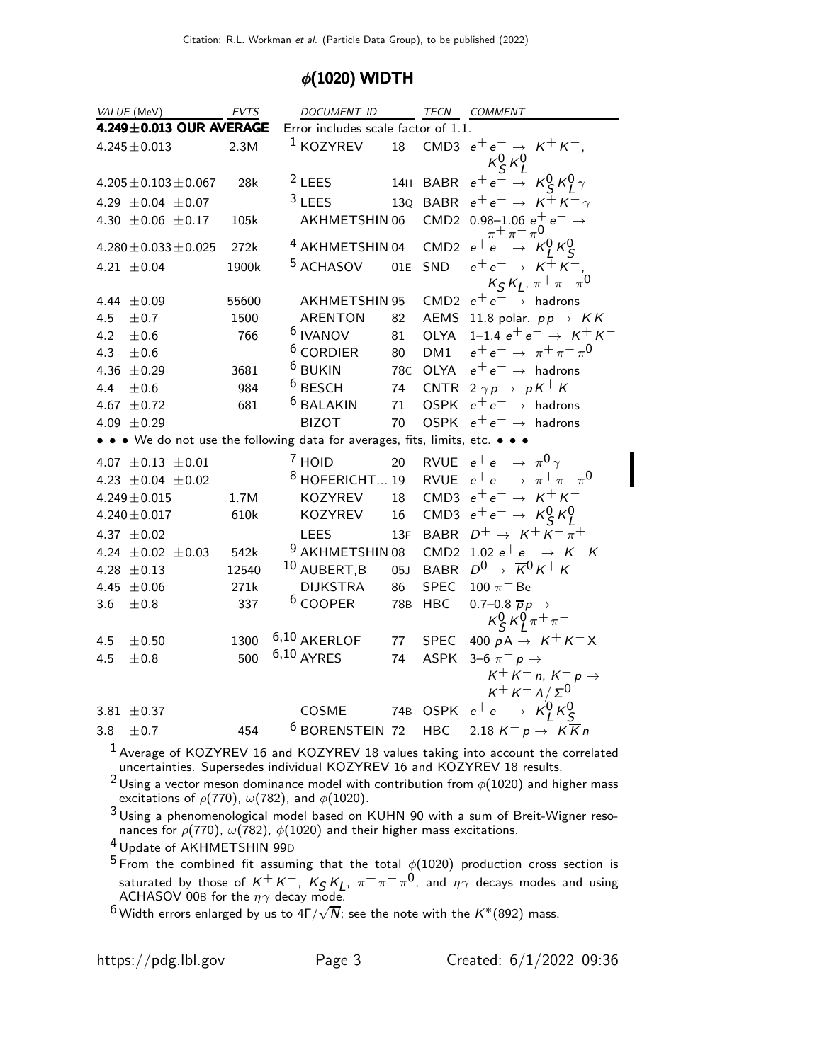## $\phi(1020)$ WIDTH

| VALUE (MeV) | EVTS | DOCUMENT ID | | TECN | COMMENT |
|---|---|---|---|---|---|
| **4.249±0.013 OUR AVERAGE** | | Error includes scale factor of 1.1. | | | |
| $4.245 \pm 0.013$ | 2.3M | [1] KOZYREV | 18 | CMD3 | $e^+e^- \to K^+K^-$, $K^0_S K^0_L$ |
| $4.205 \pm 0.103 \pm 0.067$ | 28k | [2] LEES | 14H | BABR | $e^+e^- \to K^0_S K^0_L \gamma$ |
| $4.29 \pm 0.04 \pm 0.07$ | | [3] LEES | 13Q | BABR | $e^+e^- \to K^+K^-\gamma$ |
| $4.30 \pm 0.06 \pm 0.17$ | 105k | AKHMETSHIN 06 | | CMD2 | 0.98–1.06 $e^+e^- \to \pi^+\pi^-\pi^0$ |
| $4.280 \pm 0.033 \pm 0.025$ | 272k | [4] AKHMETSHIN 04 | | CMD2 | $e^+e^- \to K^0_L K^0_S$ |
| $4.21 \pm 0.04$ | 1900k | [5] ACHASOV | 01E | SND | $e^+e^- \to K^+K^-$, $K_S K_L$, $\pi^+\pi^-\pi^0$ |
| $4.44 \pm 0.09$ | 55600 | AKHMETSHIN 95 | | CMD2 | $e^+e^- \to$ hadrons |
| $4.5 \pm 0.7$ | 1500 | ARENTON | 82 | AEMS | 11.8 polar. $pp \to KK$ |
| $4.2 \pm 0.6$ | 766 | [6] IVANOV | 81 | OLYA | 1–1.4 $e^+e^- \to K^+K^-$ |
| $4.3 \pm 0.6$ | | [6] CORDIER | 80 | DM1 | $e^+e^- \to \pi^+\pi^-\pi^0$ |
| $4.36 \pm 0.29$ | 3681 | [6] BUKIN | 78C | OLYA | $e^+e^- \to$ hadrons |
| $4.4 \pm 0.6$ | 984 | [6] BESCH | 74 | CNTR | $2\gamma p \to pK^+K^-$ |
| $4.67 \pm 0.72$ | 681 | [6] BALAKIN | 71 | OSPK | $e^+e^- \to$ hadrons |
| $4.09 \pm 0.29$ | | BIZOT | 70 | OSPK | $e^+e^- \to$ hadrons |
| • • • We do not use the following data for averages, fits, limits, etc. • • • | | | | | |
| $4.07 \pm 0.13 \pm 0.01$ | | [7] HOID | 20 | RVUE | $e^+e^- \to \pi^0\gamma$ |
| $4.23 \pm 0.04 \pm 0.02$ | | [8] HOFERICHT... | 19 | RVUE | $e^+e^- \to \pi^+\pi^-\pi^0$ |
| $4.249 \pm 0.015$ | 1.7M | KOZYREV | 18 | CMD3 | $e^+e^- \to K^+K^-$ |
| $4.240 \pm 0.017$ | 610k | KOZYREV | 16 | CMD3 | $e^+e^- \to K^0_S K^0_L$ |
| $4.37 \pm 0.02$ | | LEES | 13F | BABR | $D^+ \to K^+K^-\pi^+$ |
| $4.24 \pm 0.02 \pm 0.03$ | 542k | [9] AKHMETSHIN 08 | | CMD2 | 1.02 $e^+e^- \to K^+K^-$ |
| $4.28 \pm 0.13$ | 12540 | [10] AUBERT,B | 05J | BABR | $D^0 \to \overline{K}^0 K^+K^-$ |
| $4.45 \pm 0.06$ | 271k | DIJKSTRA | 86 | SPEC | 100 $\pi^-$ Be |
| $3.6 \pm 0.8$ | 337 | [6] COOPER | 78B | HBC | 0.7–0.8 $\overline{p}p \to K^0_S K^0_L \pi^+\pi^-$ |
| $4.5 \pm 0.50$ | 1300 | [6,10] AKERLOF | 77 | SPEC | 400 $pA \to K^+K^-X$ |
| $4.5 \pm 0.8$ | 500 | [6,10] AYRES | 74 | ASPK | 3–6 $\pi^-p \to K^+K^-n$, $K^-p \to K^+K^-\Lambda/\Sigma^0$ |
| $3.81 \pm 0.37$ | | COSME | 74B | OSPK | $e^+e^- \to K^0_L K^0_S$ |
| $3.8 \pm 0.7$ | 454 | [6] BORENSTEIN | 72 | HBC | 2.18 $K^-p \to K\overline{K}n$ |

[1] Average of KOZYREV 16 and KOZYREV 18 values taking into account the correlated uncertainties. Supersedes individual KOZYREV 16 and KOZYREV 18 results.

[2] Using a vector meson dominance model with contribution from $\phi(1020)$ and higher mass excitations of $\rho(770)$, $\omega(782)$, and $\phi(1020)$.

[3] Using a phenomenological model based on KUHN 90 with a sum of Breit-Wigner resonances for $\rho(770)$, $\omega(782)$, $\phi(1020)$ and their higher mass excitations.

[4] Update of AKHMETSHIN 99D

[5] From the combined fit assuming that the total $\phi(1020)$ production cross section is saturated by those of $K^+K^-$, $K_S K_L$, $\pi^+\pi^-\pi^0$, and $\eta\gamma$ decays modes and using ACHASOV 00B for the $\eta\gamma$ decay mode.

[6] Width errors enlarged by us to $4\Gamma/\sqrt{N}$; see the note with the $K^*(892)$ mass.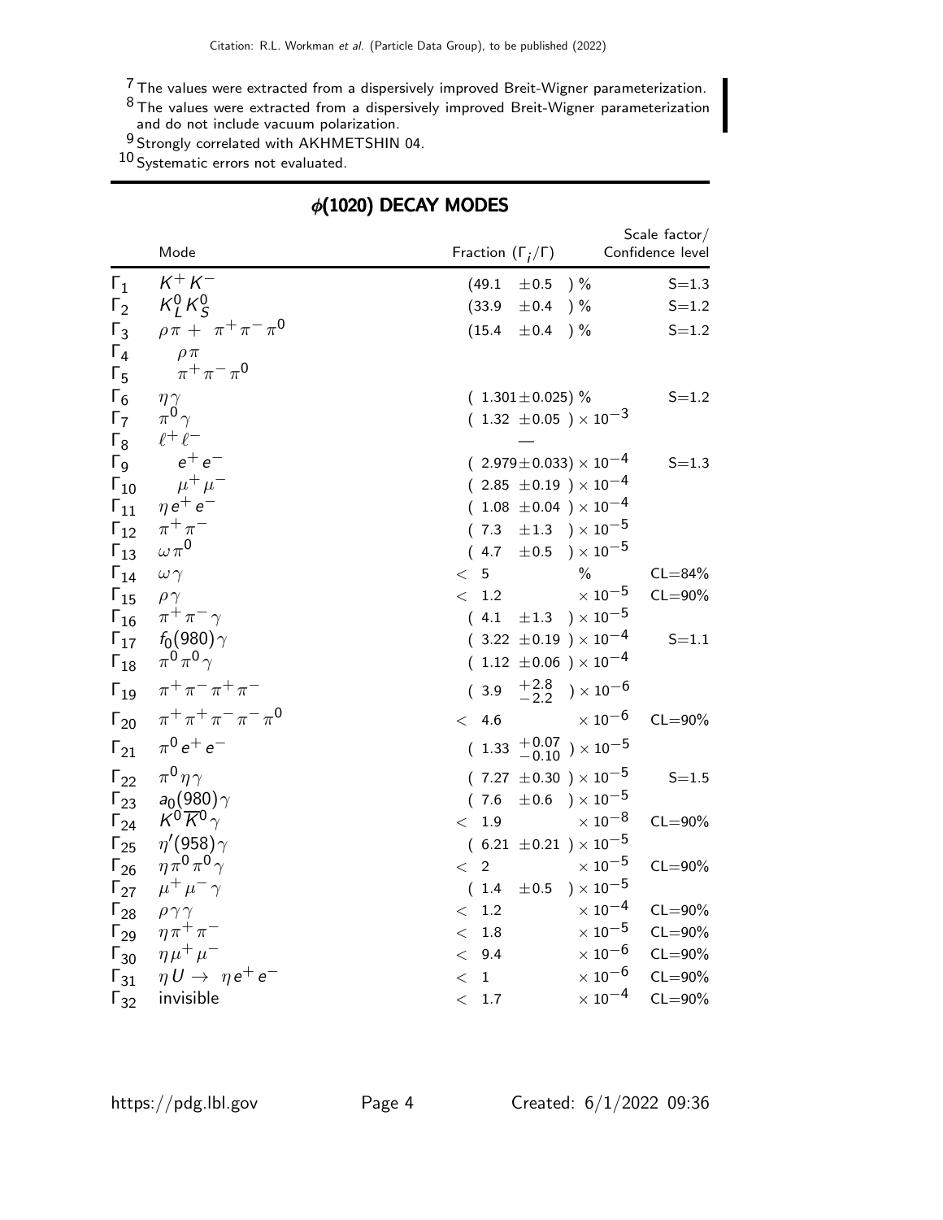[7] The values were extracted from a dispersively improved Breit-Wigner parameterization.
[8] The values were extracted from a dispersively improved Breit-Wigner parameterization and do not include vacuum polarization.
[9] Strongly correlated with AKHMETSHIN 04.
[10] Systematic errors not evaluated.

## $\phi(1020)$ DECAY MODES

| | Mode | Fraction ($\Gamma_i/\Gamma$) | Scale factor/ Confidence level |
|---|---|---|---|
| $\Gamma_1$ | $K^+K^-$ | $(49.1 \pm 0.5)\,\%$ | S=1.3 |
| $\Gamma_2$ | $K^0_L K^0_S$ | $(33.9 \pm 0.4)\,\%$ | S=1.2 |
| $\Gamma_3$ | $\rho\pi + \pi^+\pi^-\pi^0$ | $(15.4 \pm 0.4)\,\%$ | S=1.2 |
| $\Gamma_4$ | $\rho\pi$ | | |
| $\Gamma_5$ | $\pi^+\pi^-\pi^0$ | | |
| $\Gamma_6$ | $\eta\gamma$ | $(1.301 \pm 0.025)\,\%$ | S=1.2 |
| $\Gamma_7$ | $\pi^0\gamma$ | $(1.32 \pm 0.05) \times 10^{-3}$ | |
| $\Gamma_8$ | $\ell^+\ell^-$ | — | |
| $\Gamma_9$ | $e^+e^-$ | $(2.979 \pm 0.033) \times 10^{-4}$ | S=1.3 |
| $\Gamma_{10}$ | $\mu^+\mu^-$ | $(2.85 \pm 0.19) \times 10^{-4}$ | |
| $\Gamma_{11}$ | $\eta e^+e^-$ | $(1.08 \pm 0.04) \times 10^{-4}$ | |
| $\Gamma_{12}$ | $\pi^+\pi^-$ | $(7.3 \pm 1.3) \times 10^{-5}$ | |
| $\Gamma_{13}$ | $\omega\pi^0$ | $(4.7 \pm 0.5) \times 10^{-5}$ | |
| $\Gamma_{14}$ | $\omega\gamma$ | $< 5\,\%$ | CL=84% |
| $\Gamma_{15}$ | $\rho\gamma$ | $< 1.2 \times 10^{-5}$ | CL=90% |
| $\Gamma_{16}$ | $\pi^+\pi^-\gamma$ | $(4.1 \pm 1.3) \times 10^{-5}$ | |
| $\Gamma_{17}$ | $f_0(980)\gamma$ | $(3.22 \pm 0.19) \times 10^{-4}$ | S=1.1 |
| $\Gamma_{18}$ | $\pi^0\pi^0\gamma$ | $(1.12 \pm 0.06) \times 10^{-4}$ | |
| $\Gamma_{19}$ | $\pi^+\pi^-\pi^+\pi^-$ | $(3.9\,^{+2.8}_{-2.2}) \times 10^{-6}$ | |
| $\Gamma_{20}$ | $\pi^+\pi^+\pi^-\pi^-\pi^0$ | $< 4.6 \times 10^{-6}$ | CL=90% |
| $\Gamma_{21}$ | $\pi^0 e^+e^-$ | $(1.33\,^{+0.07}_{-0.10}) \times 10^{-5}$ | |
| $\Gamma_{22}$ | $\pi^0\eta\gamma$ | $(7.27 \pm 0.30) \times 10^{-5}$ | S=1.5 |
| $\Gamma_{23}$ | $a_0(980)\gamma$ | $(7.6 \pm 0.6) \times 10^{-5}$ | |
| $\Gamma_{24}$ | $K^0\overline{K}^0\gamma$ | $< 1.9 \times 10^{-8}$ | CL=90% |
| $\Gamma_{25}$ | $\eta'(958)\gamma$ | $(6.21 \pm 0.21) \times 10^{-5}$ | |
| $\Gamma_{26}$ | $\eta\pi^0\pi^0\gamma$ | $< 2 \times 10^{-5}$ | CL=90% |
| $\Gamma_{27}$ | $\mu^+\mu^-\gamma$ | $(1.4 \pm 0.5) \times 10^{-5}$ | |
| $\Gamma_{28}$ | $\rho\gamma\gamma$ | $< 1.2 \times 10^{-4}$ | CL=90% |
| $\Gamma_{29}$ | $\eta\pi^+\pi^-$ | $< 1.8 \times 10^{-5}$ | CL=90% |
| $\Gamma_{30}$ | $\eta\mu^+\mu^-$ | $< 9.4 \times 10^{-6}$ | CL=90% |
| $\Gamma_{31}$ | $\eta U \rightarrow \eta e^+e^-$ | $< 1 \times 10^{-6}$ | CL=90% |
| $\Gamma_{32}$ | invisible | $< 1.7 \times 10^{-4}$ | CL=90% |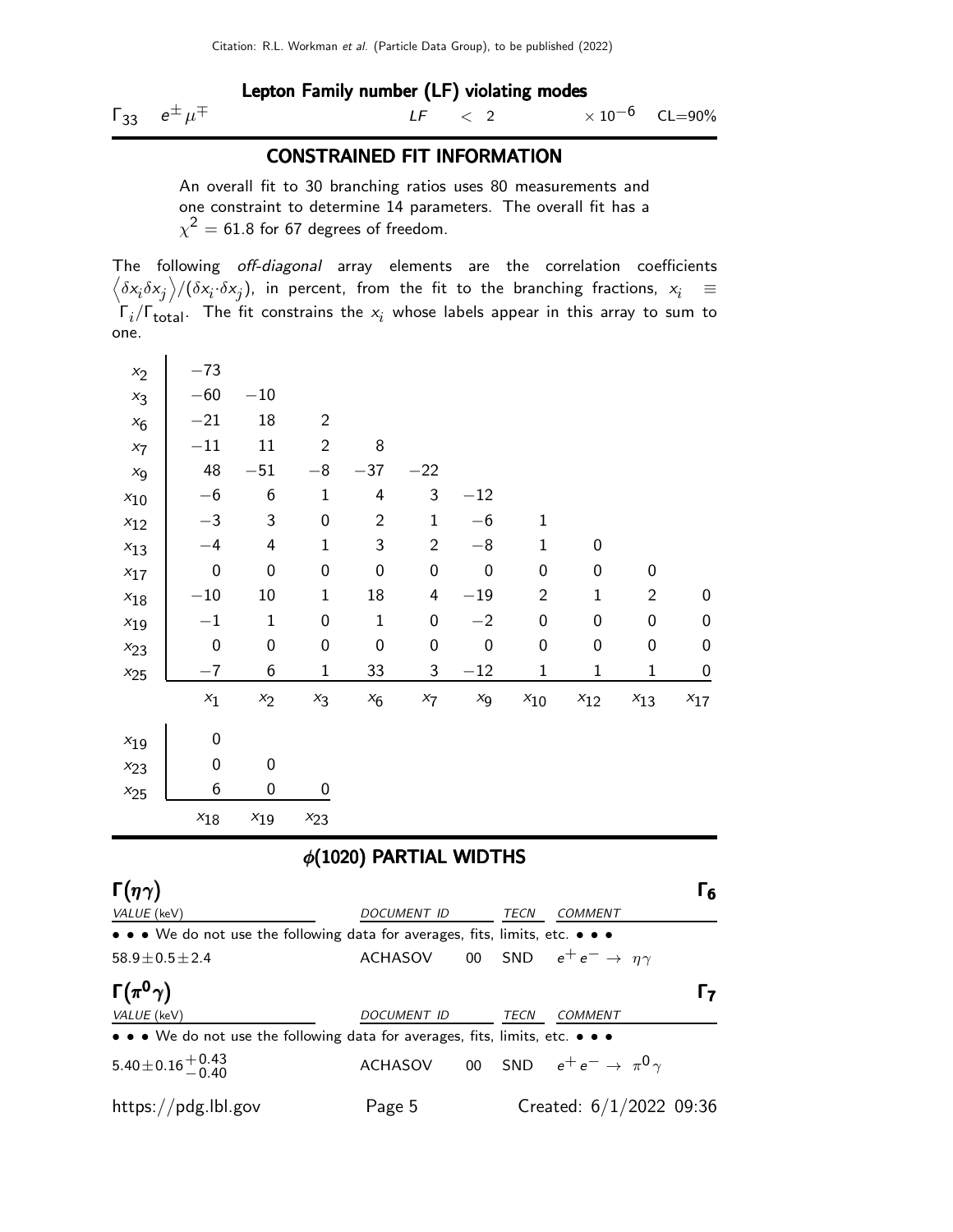## Lepton Family number (LF) violating modes

| | | | | | |
|---|---|---|---|---|---|
| $\Gamma_{33}$ | $e^{\pm}\mu^{\mp}$ | *LF* | $< 2$ | $\times 10^{-6}$ | CL=90% |

## CONSTRAINED FIT INFORMATION

An overall fit to 30 branching ratios uses 80 measurements and one constraint to determine 14 parameters. The overall fit has a $\chi^2 = 61.8$ for 67 degrees of freedom.

The following *off-diagonal* array elements are the correlation coefficients $\left\langle \delta x_i \delta x_j \right\rangle / (\delta x_i \cdot \delta x_j)$, in percent, from the fit to the branching fractions, $x_i \equiv \Gamma_i/\Gamma_{\text{total}}$. The fit constrains the $x_i$ whose labels appear in this array to sum to one.

| | $x_1$ | $x_2$ | $x_3$ | $x_6$ | $x_7$ | $x_9$ | $x_{10}$ | $x_{12}$ | $x_{13}$ | $x_{17}$ |
|---|---|---|---|---|---|---|---|---|---|---|
| $x_2$ | −73 | | | | | | | | | |
| $x_3$ | −60 | −10 | | | | | | | | |
| $x_6$ | −21 | 18 | 2 | | | | | | | |
| $x_7$ | −11 | 11 | 2 | 8 | | | | | | |
| $x_9$ | 48 | −51 | −8 | −37 | −22 | | | | | |
| $x_{10}$ | −6 | 6 | 1 | 4 | 3 | −12 | | | | |
| $x_{12}$ | −3 | 3 | 0 | 2 | 1 | −6 | 1 | | | |
| $x_{13}$ | −4 | 4 | 1 | 3 | 2 | −8 | 1 | 0 | | |
| $x_{17}$ | 0 | 0 | 0 | 0 | 0 | 0 | 0 | 0 | 0 | |
| $x_{18}$ | −10 | 10 | 1 | 18 | 4 | −19 | 2 | 1 | 2 | 0 |
| $x_{19}$ | −1 | 1 | 0 | 1 | 0 | −2 | 0 | 0 | 0 | 0 |
| $x_{23}$ | 0 | 0 | 0 | 0 | 0 | 0 | 0 | 0 | 0 | 0 |
| $x_{25}$ | −7 | 6 | 1 | 33 | 3 | −12 | 1 | 1 | 1 | 0 |

| | $x_{18}$ | $x_{19}$ | $x_{23}$ |
|---|---|---|---|
| $x_{19}$ | 0 | | |
| $x_{23}$ | 0 | 0 | |
| $x_{25}$ | 6 | 0 | 0 |

## $\phi(1020)$ PARTIAL WIDTHS

### $\Gamma(\eta\gamma)$ — $\Gamma_6$

| VALUE (keV) | DOCUMENT ID | | TECN | COMMENT |
|---|---|---|---|---|
| • • • We do not use the following data for averages, fits, limits, etc. • • • | | | | |
| $58.9 \pm 0.5 \pm 2.4$ | ACHASOV | 00 | SND | $e^+e^- \rightarrow \eta\gamma$ |

### $\Gamma(\pi^0\gamma)$ — $\Gamma_7$

| VALUE (keV) | DOCUMENT ID | | TECN | COMMENT |
|---|---|---|---|---|
| • • • We do not use the following data for averages, fits, limits, etc. • • • | | | | |
| $5.40 \pm 0.16 {}^{+0.43}_{-0.40}$ | ACHASOV | 00 | SND | $e^+e^- \rightarrow \pi^0\gamma$ |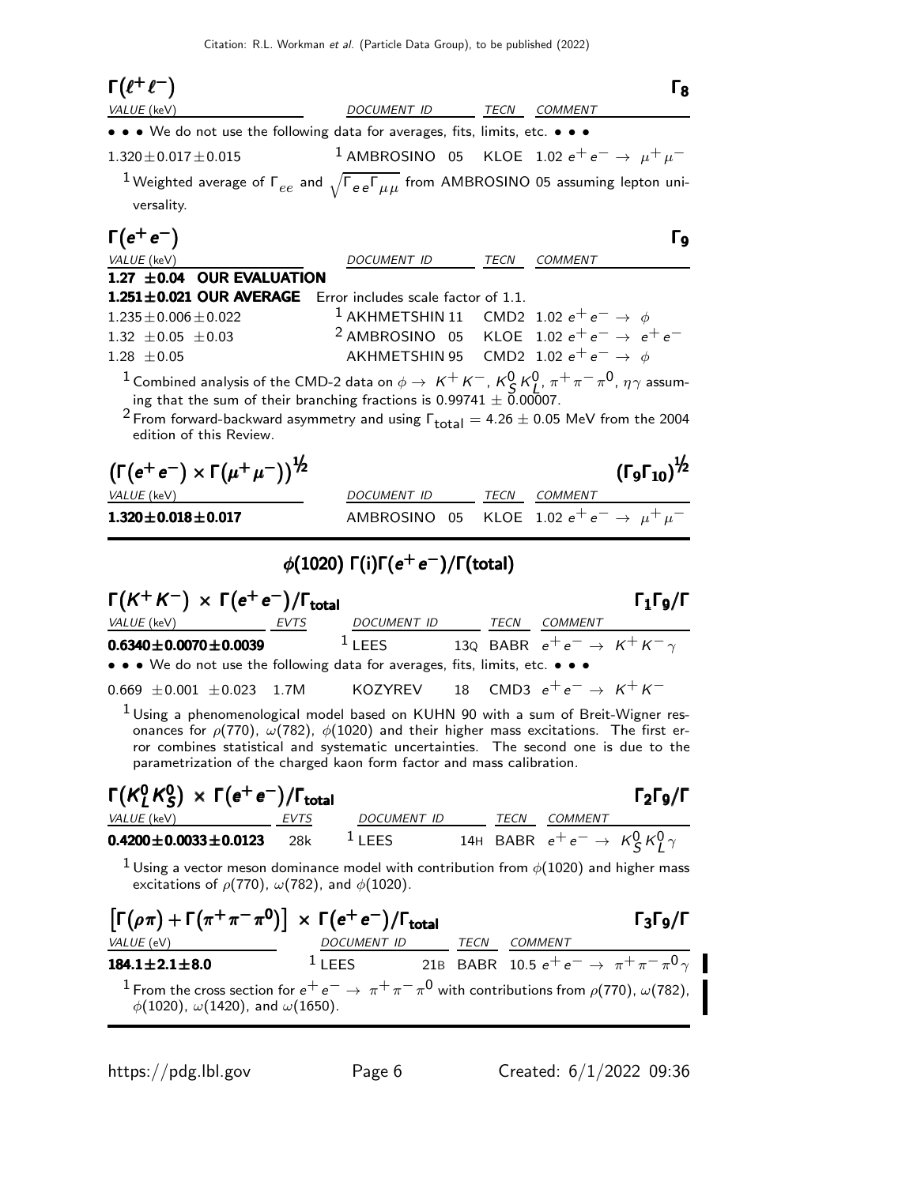### $\Gamma(\ell^+\ell^-)$ $\Gamma_8$

| VALUE (keV) | DOCUMENT ID | TECN | COMMENT |
|---|---|---|---|
| • • • We do not use the following data for averages, fits, limits, etc. • • • | | | |
| $1.320 \pm 0.017 \pm 0.015$ | [1] AMBROSINO 05 | KLOE | $1.02\ e^+e^- \rightarrow \mu^+\mu^-$ |

[1] Weighted average of $\Gamma_{ee}$ and $\sqrt{\Gamma_{ee}\Gamma_{\mu\mu}}$ from AMBROSINO 05 assuming lepton universality.

### $\Gamma(e^+e^-)$ $\Gamma_9$

| VALUE (keV) | DOCUMENT ID | TECN | COMMENT |
|---|---|---|---|
| **1.27 ±0.04 OUR EVALUATION** | | | |
| **1.251±0.021 OUR AVERAGE** | Error includes scale factor of 1.1. | | |
| $1.235 \pm 0.006 \pm 0.022$ | [1] AKHMETSHIN 11 | CMD2 | $1.02\ e^+e^- \rightarrow \phi$ |
| $1.32 \pm 0.05 \pm 0.03$ | [2] AMBROSINO 05 | KLOE | $1.02\ e^+e^- \rightarrow e^+e^-$ |
| $1.28 \pm 0.05$ | AKHMETSHIN 95 | CMD2 | $1.02\ e^+e^- \rightarrow \phi$ |

[1] Combined analysis of the CMD-2 data on $\phi \rightarrow K^+K^-$, $K^0_S K^0_L$, $\pi^+\pi^-\pi^0$, $\eta\gamma$ assuming that the sum of their branching fractions is $0.99741 \pm 0.00007$.

[2] From forward-backward asymmetry and using $\Gamma_{total} = 4.26 \pm 0.05$ MeV from the 2004 edition of this Review.

### $\left(\Gamma(e^+e^-) \times \Gamma(\mu^+\mu^-)\right)^{1/2}$ $(\Gamma_9\Gamma_{10})^{1/2}$

| VALUE (keV) | DOCUMENT ID | TECN | COMMENT |
|---|---|---|---|
| **1.320±0.018±0.017** | AMBROSINO 05 | KLOE | $1.02\ e^+e^- \rightarrow \mu^+\mu^-$ |

## $\phi(1020)$ $\Gamma(i)\Gamma(e^+e^-)/\Gamma(\text{total})$

### $\Gamma(K^+K^-) \times \Gamma(e^+e^-)/\Gamma_{total}$ $\Gamma_1\Gamma_9/\Gamma$

| VALUE (keV) | EVTS | DOCUMENT ID | TECN | COMMENT |
|---|---|---|---|---|
| **0.6340±0.0070±0.0039** | | [1] LEES 13Q | BABR | $e^+e^- \rightarrow K^+K^-\gamma$ |
| • • • We do not use the following data for averages, fits, limits, etc. • • • | | | | |
| $0.669 \pm 0.001 \pm 0.023$ | 1.7M | KOZYREV 18 | CMD3 | $e^+e^- \rightarrow K^+K^-$ |

[1] Using a phenomenological model based on KUHN 90 with a sum of Breit-Wigner resonances for $\rho(770)$, $\omega(782)$, $\phi(1020)$ and their higher mass excitations. The first error combines statistical and systematic uncertainties. The second one is due to the parametrization of the charged kaon form factor and mass calibration.

### $\Gamma(K^0_L K^0_S) \times \Gamma(e^+e^-)/\Gamma_{total}$ $\Gamma_2\Gamma_9/\Gamma$

| VALUE (keV) | EVTS | DOCUMENT ID | TECN | COMMENT |
|---|---|---|---|---|
| **0.4200±0.0033±0.0123** | 28k | [1] LEES 14H | BABR | $e^+e^- \rightarrow K^0_S K^0_L \gamma$ |

[1] Using a vector meson dominance model with contribution from $\phi(1020)$ and higher mass excitations of $\rho(770)$, $\omega(782)$, and $\phi(1020)$.

### $\left[\Gamma(\rho\pi) + \Gamma(\pi^+\pi^-\pi^0)\right] \times \Gamma(e^+e^-)/\Gamma_{total}$ $\Gamma_3\Gamma_9/\Gamma$

| VALUE (eV) | DOCUMENT ID | TECN | COMMENT |
|---|---|---|---|
| **184.1±2.1±8.0** | [1] LEES 21B | BABR | $10.5\ e^+e^- \rightarrow \pi^+\pi^-\pi^0\gamma$ |

[1] From the cross section for $e^+e^- \rightarrow \pi^+\pi^-\pi^0$ with contributions from $\rho(770)$, $\omega(782)$, $\phi(1020)$, $\omega(1420)$, and $\omega(1650)$.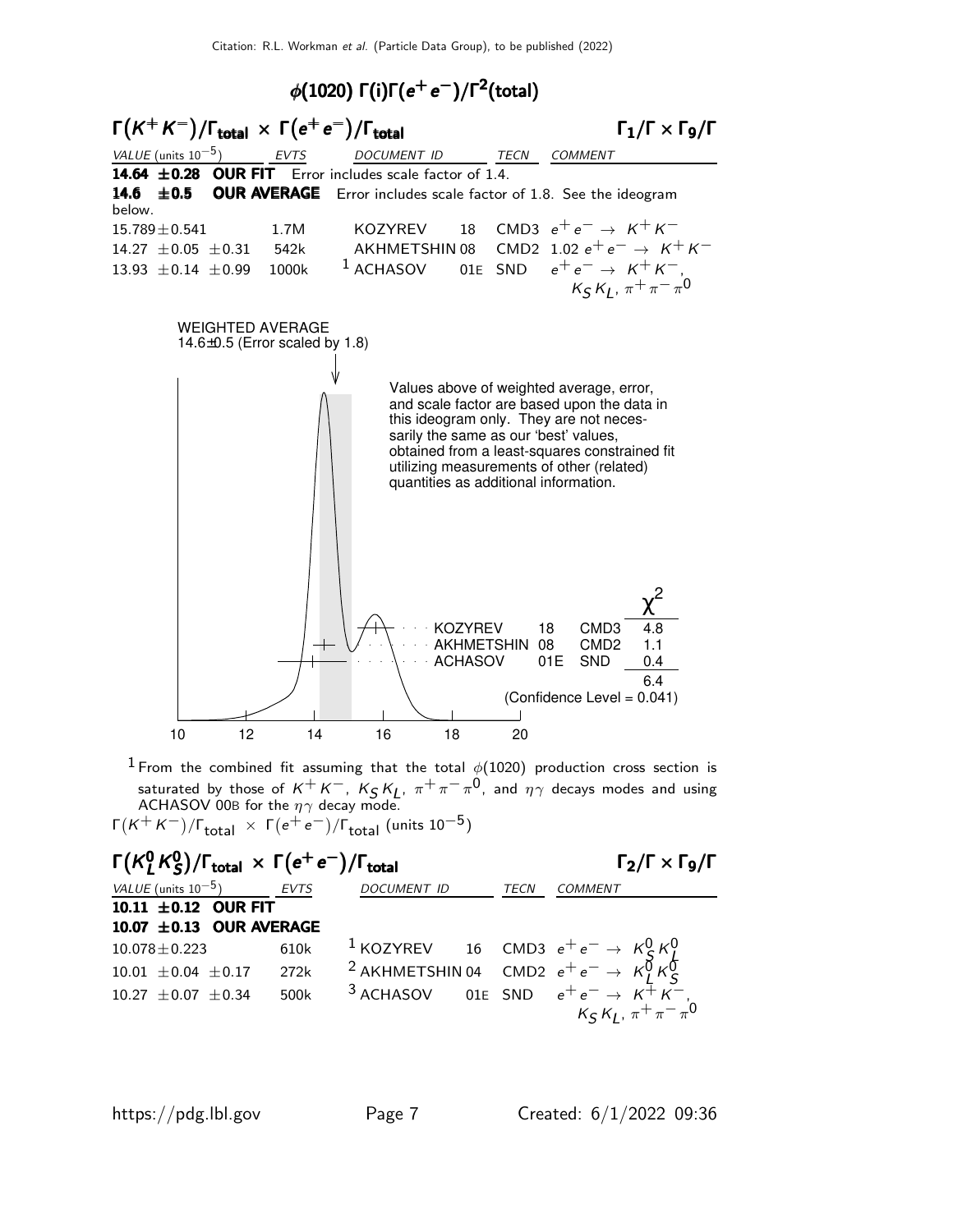# $\phi(1020)$ $\Gamma(i)\Gamma(e^+e^-)/\Gamma^2$(total)

## $\Gamma(K^+K^-)/\Gamma_{total} \times \Gamma(e^+e^-)/\Gamma_{total}$ $\Gamma_1/\Gamma \times \Gamma_9/\Gamma$

| VALUE (units $10^{-5}$) | EVTS | DOCUMENT ID | | TECN | COMMENT |
|---|---|---|---|---|---|
| **14.64 ±0.28 OUR FIT** Error includes scale factor of 1.4. | | | | | |
| **14.6 ±0.5 OUR AVERAGE** Error includes scale factor of 1.8. See the ideogram below. | | | | | |
| 15.789±0.541 | 1.7M | KOZYREV | 18 | CMD3 | $e^+e^- \to K^+K^-$ |
| 14.27 ±0.05 ±0.31 | 542k | AKHMETSHIN | 08 | CMD2 | 1.02 $e^+e^- \to K^+K^-$ |
| 13.93 ±0.14 ±0.99 | 1000k | [1] ACHASOV | 01E | SND | $e^+e^- \to K^+K^-$, $K_S K_L$, $\pi^+\pi^-\pi^0$ |

WEIGHTED AVERAGE
14.6±0.5 (Error scaled by 1.8)

Values above of weighted average, error, and scale factor are based upon the data in this ideogram only. They are not necessarily the same as our 'best' values, obtained from a least-squares constrained fit utilizing measurements of other (related) quantities as additional information.

| | | | $\chi^2$ |
|---|---|---|---|
| KOZYREV | 18 | CMD3 | 4.8 |
| AKHMETSHIN | 08 | CMD2 | 1.1 |
| ACHASOV | 01E | SND | 0.4 |
| | | | 6.4 |

(Confidence Level = 0.041)

$\Gamma(K^+K^-)/\Gamma_{total} \times \Gamma(e^+e^-)/\Gamma_{total}$ (units $10^{-5}$)

[1] From the combined fit assuming that the total $\phi(1020)$ production cross section is saturated by those of $K^+K^-$, $K_S K_L$, $\pi^+\pi^-\pi^0$, and $\eta\gamma$ decays modes and using ACHASOV 00B for the $\eta\gamma$ decay mode.

## $\Gamma(K^0_L K^0_S)/\Gamma_{total} \times \Gamma(e^+e^-)/\Gamma_{total}$ $\Gamma_2/\Gamma \times \Gamma_9/\Gamma$

| VALUE (units $10^{-5}$) | EVTS | DOCUMENT ID | | TECN | COMMENT |
|---|---|---|---|---|---|
| **10.11 ±0.12 OUR FIT** | | | | | |
| **10.07 ±0.13 OUR AVERAGE** | | | | | |
| 10.078±0.223 | 610k | [1] KOZYREV | 16 | CMD3 | $e^+e^- \to K^0_S K^0_L$ |
| 10.01 ±0.04 ±0.17 | 272k | [2] AKHMETSHIN | 04 | CMD2 | $e^+e^- \to K^0_L K^0_S$ |
| 10.27 ±0.07 ±0.34 | 500k | [3] ACHASOV | 01E | SND | $e^+e^- \to K^+K^-$, $K_S K_L$, $\pi^+\pi^-\pi^0$ |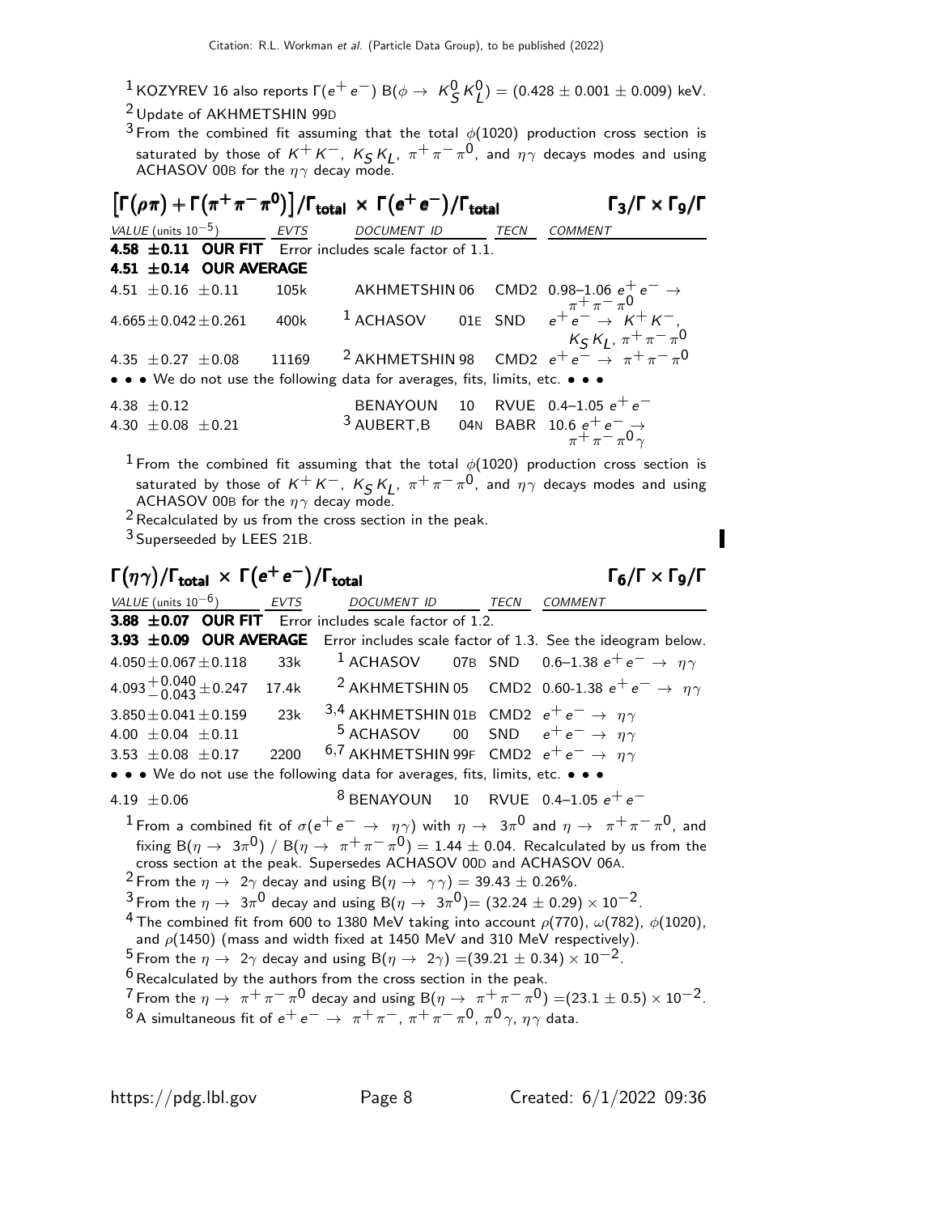[1] KOZYREV 16 also reports $\Gamma(e^+e^-)$ B($\phi \to K^0_S K^0_L$) = (0.428 ± 0.001 ± 0.009) keV.

[2] Update of AKHMETSHIN 99D

[3] From the combined fit assuming that the total $\phi(1020)$ production cross section is saturated by those of $K^+K^-$, $K_S K_L$, $\pi^+\pi^-\pi^0$, and $\eta\gamma$ decays modes and using ACHASOV 00B for the $\eta\gamma$ decay mode.

### $[\Gamma(\rho\pi) + \Gamma(\pi^+\pi^-\pi^0)]/\Gamma_{total} \times \Gamma(e^+e^-)/\Gamma_{total}$ $\qquad\Gamma_3/\Gamma \times \Gamma_9/\Gamma$

| VALUE (units $10^{-5}$) | EVTS | DOCUMENT ID | | TECN | COMMENT |
|---|---|---|---|---|---|
| **4.58 ±0.11 OUR FIT** Error includes scale factor of 1.1. | | | | | |
| **4.51 ±0.14 OUR AVERAGE** | | | | | |
| 4.51 ±0.16 ±0.11 | 105k | AKHMETSHIN | 06 | CMD2 | 0.98–1.06 $e^+e^- \to \pi^+\pi^-\pi^0$ |
| 4.665±0.042±0.261 | 400k | [1] ACHASOV | 01E | SND | $e^+e^- \to K^+K^-$, $K_S K_L$, $\pi^+\pi^-\pi^0$ |
| 4.35 ±0.27 ±0.08 | 11169 | [2] AKHMETSHIN | 98 | CMD2 | $e^+e^- \to \pi^+\pi^-\pi^0$ |
| • • • We do not use the following data for averages, fits, limits, etc. • • • | | | | | |
| 4.38 ±0.12 | | BENAYOUN | 10 | RVUE | 0.4–1.05 $e^+e^-$ |
| 4.30 ±0.08 ±0.21 | | [3] AUBERT,B | 04N | BABR | 10.6 $e^+e^- \to \pi^+\pi^-\pi^0\gamma$ |

[1] From the combined fit assuming that the total $\phi(1020)$ production cross section is saturated by those of $K^+K^-$, $K_S K_L$, $\pi^+\pi^-\pi^0$, and $\eta\gamma$ decays modes and using ACHASOV 00B for the $\eta\gamma$ decay mode.

[2] Recalculated by us from the cross section in the peak.

[3] Superseeded by LEES 21B.

### $\Gamma(\eta\gamma)/\Gamma_{total} \times \Gamma(e^+e^-)/\Gamma_{total}$ $\qquad\Gamma_6/\Gamma \times \Gamma_9/\Gamma$

| VALUE (units $10^{-6}$) | EVTS | DOCUMENT ID | | TECN | COMMENT |
|---|---|---|---|---|---|
| **3.88 ±0.07 OUR FIT** Error includes scale factor of 1.2. | | | | | |
| **3.93 ±0.09 OUR AVERAGE** Error includes scale factor of 1.3. See the ideogram below. | | | | | |
| 4.050±0.067±0.118 | 33k | [1] ACHASOV | 07B | SND | 0.6–1.38 $e^+e^- \to \eta\gamma$ |
| $4.093^{+0.040}_{-0.043}$±0.247 | 17.4k | [2] AKHMETSHIN | 05 | CMD2 | 0.60-1.38 $e^+e^- \to \eta\gamma$ |
| 3.850±0.041±0.159 | 23k | [3,4] AKHMETSHIN | 01B | CMD2 | $e^+e^- \to \eta\gamma$ |
| 4.00 ±0.04 ±0.11 | | [5] ACHASOV | 00 | SND | $e^+e^- \to \eta\gamma$ |
| 3.53 ±0.08 ±0.17 | 2200 | [6,7] AKHMETSHIN | 99F | CMD2 | $e^+e^- \to \eta\gamma$ |
| • • • We do not use the following data for averages, fits, limits, etc. • • • | | | | | |
| 4.19 ±0.06 | | [8] BENAYOUN | 10 | RVUE | 0.4–1.05 $e^+e^-$ |

[1] From a combined fit of $\sigma(e^+e^- \to \eta\gamma)$ with $\eta \to 3\pi^0$ and $\eta \to \pi^+\pi^-\pi^0$, and fixing B($\eta \to 3\pi^0$) / B($\eta \to \pi^+\pi^-\pi^0$) = 1.44 ± 0.04. Recalculated by us from the cross section at the peak. Supersedes ACHASOV 00D and ACHASOV 06A.

[2] From the $\eta \to 2\gamma$ decay and using B($\eta \to \gamma\gamma$) = 39.43 ± 0.26%.

[3] From the $\eta \to 3\pi^0$ decay and using B($\eta \to 3\pi^0$)= (32.24 ± 0.29) × $10^{-2}$.

[4] The combined fit from 600 to 1380 MeV taking into account $\rho(770)$, $\omega(782)$, $\phi(1020)$, and $\rho(1450)$ (mass and width fixed at 1450 MeV and 310 MeV respectively).

[5] From the $\eta \to 2\gamma$ decay and using B($\eta \to 2\gamma$) =(39.21 ± 0.34) × $10^{-2}$.

[6] Recalculated by the authors from the cross section in the peak.

[7] From the $\eta \to \pi^+\pi^-\pi^0$ decay and using B($\eta \to \pi^+\pi^-\pi^0$) =(23.1 ± 0.5) × $10^{-2}$.

[8] A simultaneous fit of $e^+e^- \to \pi^+\pi^-$, $\pi^+\pi^-\pi^0$, $\pi^0\gamma$, $\eta\gamma$ data.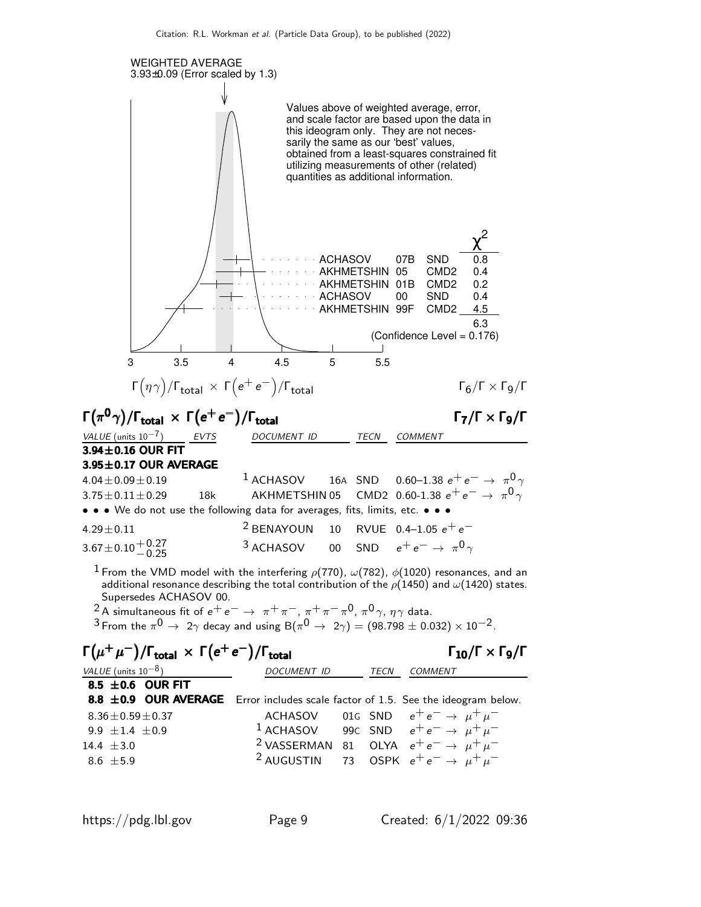WEIGHTED AVERAGE
3.93±0.09 (Error scaled by 1.3)

Values above of weighted average, error, and scale factor are based upon the data in this ideogram only. They are not necessarily the same as our 'best' values, obtained from a least-squares constrained fit utilizing measurements of other (related) quantities as additional information.

| | | | $\chi^2$ |
|---|---|---|---|
| ACHASOV | 07B | SND | 0.8 |
| AKHMETSHIN | 05 | CMD2 | 0.4 |
| AKHMETSHIN | 01B | CMD2 | 0.2 |
| ACHASOV | 00 | SND | 0.4 |
| AKHMETSHIN | 99F | CMD2 | 4.5 |
| | | | 6.3 |

(Confidence Level = 0.176)

$\Gamma(\eta\gamma)/\Gamma_{\text{total}} \times \Gamma(e^+e^-)/\Gamma_{\text{total}}$ $\qquad \Gamma_6/\Gamma \times \Gamma_9/\Gamma$

## $\Gamma(\pi^0\gamma)/\Gamma_{\text{total}} \times \Gamma(e^+e^-)/\Gamma_{\text{total}}$ $\qquad \Gamma_7/\Gamma \times \Gamma_9/\Gamma$

| VALUE (units $10^{-7}$) | EVTS | DOCUMENT ID | | TECN | COMMENT |
|---|---|---|---|---|---|
| **3.94±0.16 OUR FIT** | | | | | |
| **3.95±0.17 OUR AVERAGE** | | | | | |
| $4.04\pm0.09\pm0.19$ | | [1] ACHASOV | 16A | SND | 0.60–1.38 $e^+e^- \to \pi^0\gamma$ |
| $3.75\pm0.11\pm0.29$ | 18k | AKHMETSHIN | 05 | CMD2 | 0.60-1.38 $e^+e^- \to \pi^0\gamma$ |
| • • • We do not use the following data for averages, fits, limits, etc. • • • | | | | | |
| $4.29\pm0.11$ | | [2] BENAYOUN | 10 | RVUE | 0.4–1.05 $e^+e^-$ |
| $3.67\pm0.10^{+0.27}_{-0.25}$ | | [3] ACHASOV | 00 | SND | $e^+e^- \to \pi^0\gamma$ |

[1] From the VMD model with the interfering $\rho(770)$, $\omega(782)$, $\phi(1020)$ resonances, and an additional resonance describing the total contribution of the $\rho(1450)$ and $\omega(1420)$ states. Supersedes ACHASOV 00.

[2] A simultaneous fit of $e^+e^- \to \pi^+\pi^-$, $\pi^+\pi^-\pi^0$, $\pi^0\gamma$, $\eta\gamma$ data.

[3] From the $\pi^0 \to 2\gamma$ decay and using B($\pi^0 \to 2\gamma$) = $(98.798 \pm 0.032) \times 10^{-2}$.

## $\Gamma(\mu^+\mu^-)/\Gamma_{\text{total}} \times \Gamma(e^+e^-)/\Gamma_{\text{total}}$ $\qquad \Gamma_{10}/\Gamma \times \Gamma_9/\Gamma$

| VALUE (units $10^{-8}$) | DOCUMENT ID | | TECN | COMMENT |
|---|---|---|---|---|
| **8.5 ±0.6 OUR FIT** | | | | |
| **8.8 ±0.9 OUR AVERAGE** | Error includes scale factor of 1.5. See the ideogram below. | | | |
| $8.36\pm0.59\pm0.37$ | ACHASOV | 01G | SND | $e^+e^- \to \mu^+\mu^-$ |
| $9.9\pm1.4\pm0.9$ | [1] ACHASOV | 99C | SND | $e^+e^- \to \mu^+\mu^-$ |
| $14.4\pm3.0$ | [2] VASSERMAN | 81 | OLYA | $e^+e^- \to \mu^+\mu^-$ |
| $8.6\pm5.9$ | [2] AUGUSTIN | 73 | OSPK | $e^+e^- \to \mu^+\mu^-$ |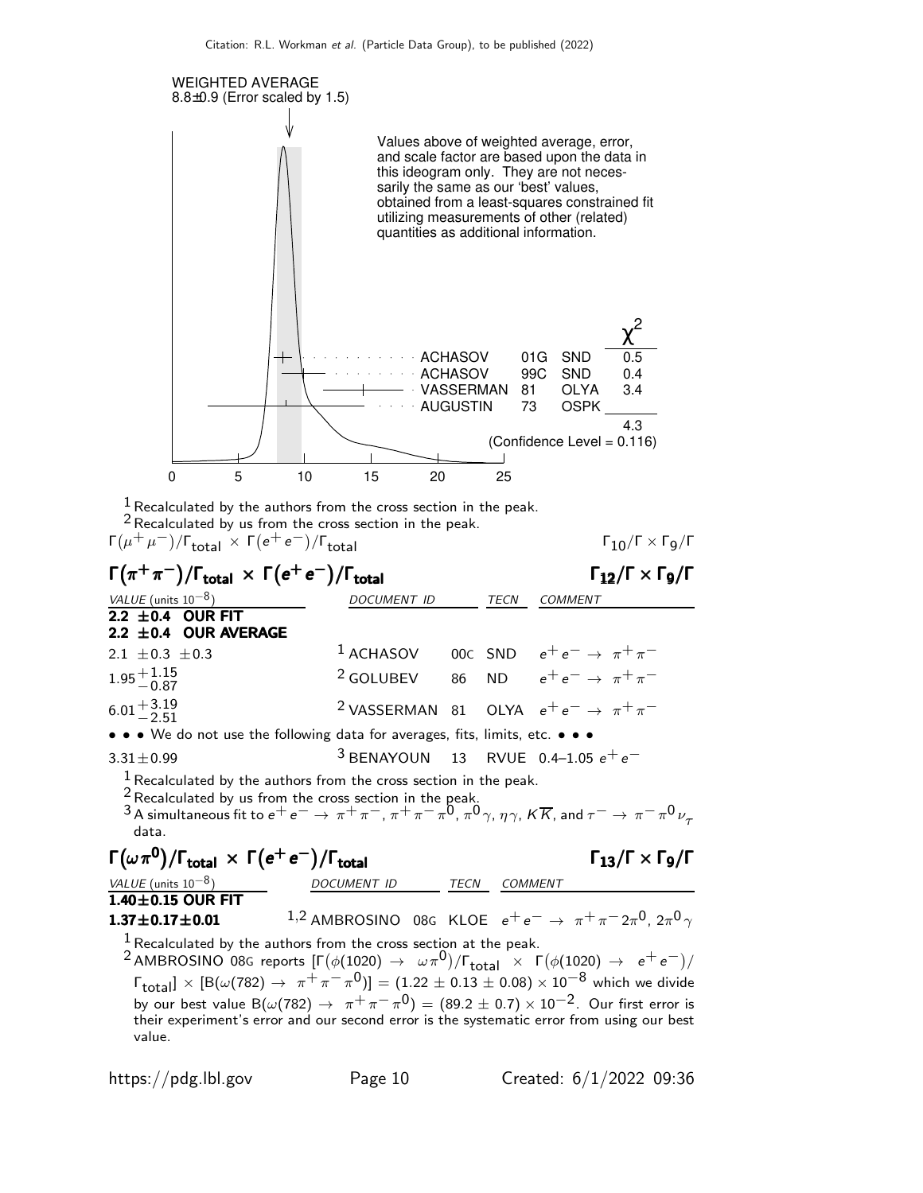WEIGHTED AVERAGE
8.8±0.9 (Error scaled by 1.5)

Values above of weighted average, error, and scale factor are based upon the data in this ideogram only. They are not necessarily the same as our 'best' values, obtained from a least-squares constrained fit utilizing measurements of other (related) quantities as additional information.

| | | | $\chi^2$ |
|---|---|---|---|
| ACHASOV | 01G | SND | 0.5 |
| ACHASOV | 99C | SND | 0.4 |
| VASSERMAN | 81 | OLYA | 3.4 |
| AUGUSTIN | 73 | OSPK | |
| | | | 4.3 |

(Confidence Level = 0.116)

0 5 10 15 20 25

[1] Recalculated by the authors from the cross section in the peak.
[2] Recalculated by us from the cross section in the peak.

$\Gamma(\mu^+\mu^-)/\Gamma_{total} \times \Gamma(e^+e^-)/\Gamma_{total}$ $\Gamma_{10}/\Gamma \times \Gamma_9/\Gamma$

## $\Gamma(\pi^+\pi^-)/\Gamma_{total} \times \Gamma(e^+e^-)/\Gamma_{total}$ $\Gamma_{12}/\Gamma \times \Gamma_9/\Gamma$

| VALUE (units $10^{-8}$) | DOCUMENT ID | | TECN | COMMENT |
|---|---|---|---|---|
| **2.2 ±0.4 OUR FIT** | | | | |
| **2.2 ±0.4 OUR AVERAGE** | | | | |
| 2.1 ±0.3 ±0.3 | [1] ACHASOV | 00C | SND | $e^+e^- \rightarrow \pi^+\pi^-$ |
| $1.95^{+1.15}_{-0.87}$ | [2] GOLUBEV | 86 | ND | $e^+e^- \rightarrow \pi^+\pi^-$ |
| $6.01^{+3.19}_{-2.51}$ | [2] VASSERMAN | 81 | OLYA | $e^+e^- \rightarrow \pi^+\pi^-$ |
| • • • We do not use the following data for averages, fits, limits, etc. • • • | | | | |
| 3.31±0.99 | [3] BENAYOUN | 13 | RVUE | 0.4–1.05 $e^+e^-$ |

[1] Recalculated by the authors from the cross section in the peak.
[2] Recalculated by us from the cross section in the peak.
[3] A simultaneous fit to $e^+e^- \rightarrow \pi^+\pi^-$, $\pi^+\pi^-\pi^0$, $\pi^0\gamma$, $\eta\gamma$, $K\overline{K}$, and $\tau^- \rightarrow \pi^-\pi^0\nu_\tau$ data.

## $\Gamma(\omega\pi^0)/\Gamma_{total} \times \Gamma(e^+e^-)/\Gamma_{total}$ $\Gamma_{13}/\Gamma \times \Gamma_9/\Gamma$

| VALUE (units $10^{-8}$) | DOCUMENT ID | | TECN | COMMENT |
|---|---|---|---|---|
| **1.40±0.15 OUR FIT** | | | | |
| **1.37±0.17±0.01** | [1,2] AMBROSINO | 08G | KLOE | $e^+e^- \rightarrow \pi^+\pi^-2\pi^0$, $2\pi^0\gamma$ |

[1] Recalculated by the authors from the cross section at the peak.
[2] AMBROSINO 08G reports $[\Gamma(\phi(1020) \rightarrow \omega\pi^0)/\Gamma_{total} \times \Gamma(\phi(1020) \rightarrow e^+e^-)/\Gamma_{total}] \times [B(\omega(782) \rightarrow \pi^+\pi^-\pi^0)] = (1.22 \pm 0.13 \pm 0.08) \times 10^{-8}$ which we divide by our best value $B(\omega(782) \rightarrow \pi^+\pi^-\pi^0) = (89.2 \pm 0.7) \times 10^{-2}$. Our first error is their experiment's error and our second error is the systematic error from using our best value.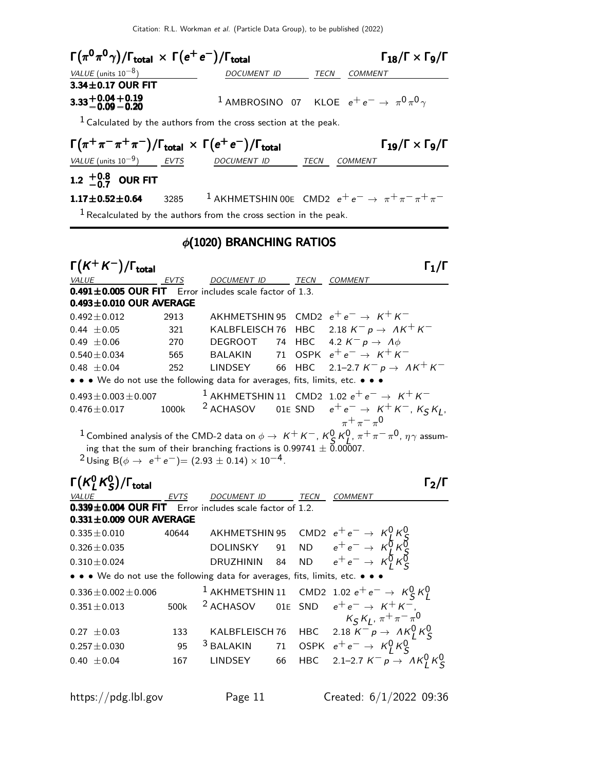### $\Gamma(\pi^0\pi^0\gamma)/\Gamma_{total} \times \Gamma(e^+e^-)/\Gamma_{total}$ — $\Gamma_{18}/\Gamma \times \Gamma_9/\Gamma$

| VALUE (units $10^{-8}$) | DOCUMENT ID | TECN | COMMENT |
|---|---|---|---|
| **3.34±0.17 OUR FIT** | | | |
| $\mathbf{3.33^{+0.04+0.19}_{-0.09-0.20}}$ | [1] AMBROSINO 07 | KLOE | $e^+e^- \to \pi^0\pi^0\gamma$ |

[1] Calculated by the authors from the cross section at the peak.

### $\Gamma(\pi^+\pi^-\pi^+\pi^-)/\Gamma_{total} \times \Gamma(e^+e^-)/\Gamma_{total}$ — $\Gamma_{19}/\Gamma \times \Gamma_9/\Gamma$

| VALUE (units $10^{-9}$) | EVTS | DOCUMENT ID | TECN | COMMENT |
|---|---|---|---|---|
| $\mathbf{1.2^{+0.8}_{-0.7}}$ **OUR FIT** | | | | |
| **1.17±0.52±0.64** | 3285 | [1] AKHMETSHIN 00E | CMD2 | $e^+e^- \to \pi^+\pi^-\pi^+\pi^-$ |

[1] Recalculated by the authors from the cross section in the peak.

## $\phi(1020)$ BRANCHING RATIOS

### $\Gamma(K^+K^-)/\Gamma_{total}$ — $\Gamma_1/\Gamma$

| VALUE | EVTS | DOCUMENT ID | TECN | COMMENT |
|---|---|---|---|---|
| **0.491±0.005 OUR FIT** Error includes scale factor of 1.3. | | | | |
| **0.493±0.010 OUR AVERAGE** | | | | |
| 0.492±0.012 | 2913 | AKHMETSHIN 95 | CMD2 | $e^+e^- \to K^+K^-$ |
| 0.44 ±0.05 | 321 | KALBFLEISCH 76 | HBC | 2.18 $K^-p \to \Lambda K^+K^-$ |
| 0.49 ±0.06 | 270 | DEGROOT 74 | HBC | 4.2 $K^-p \to \Lambda\phi$ |
| 0.540±0.034 | 565 | BALAKIN 71 | OSPK | $e^+e^- \to K^+K^-$ |
| 0.48 ±0.04 | 252 | LINDSEY 66 | HBC | 2.1–2.7 $K^-p \to \Lambda K^+K^-$ |
| • • • We do not use the following data for averages, fits, limits, etc. • • • | | | | |
| 0.493±0.003±0.007 | | [1] AKHMETSHIN 11 | CMD2 | 1.02 $e^+e^- \to K^+K^-$ |
| 0.476±0.017 | 1000k | [2] ACHASOV 01E | SND | $e^+e^- \to K^+K^-$, $K_SK_L$, $\pi^+\pi^-\pi^0$ |

[1] Combined analysis of the CMD-2 data on $\phi \to K^+K^-$, $K^0_SK^0_L$, $\pi^+\pi^-\pi^0$, $\eta\gamma$ assuming that the sum of their branching fractions is $0.99741 \pm 0.00007$.

[2] Using $B(\phi \to e^+e^-) = (2.93 \pm 0.14) \times 10^{-4}$.

### $\Gamma(K^0_LK^0_S)/\Gamma_{total}$ — $\Gamma_2/\Gamma$

| VALUE | EVTS | DOCUMENT ID | TECN | COMMENT |
|---|---|---|---|---|
| **0.339±0.004 OUR FIT** Error includes scale factor of 1.2. | | | | |
| **0.331±0.009 OUR AVERAGE** | | | | |
| 0.335±0.010 | 40644 | AKHMETSHIN 95 | CMD2 | $e^+e^- \to K^0_LK^0_S$ |
| 0.326±0.035 | | DOLINSKY 91 | ND | $e^+e^- \to K^0_LK^0_S$ |
| 0.310±0.024 | | DRUZHININ 84 | ND | $e^+e^- \to K^0_LK^0_S$ |
| • • • We do not use the following data for averages, fits, limits, etc. • • • | | | | |
| 0.336±0.002±0.006 | | [1] AKHMETSHIN 11 | CMD2 | 1.02 $e^+e^- \to K^0_SK^0_L$ |
| 0.351±0.013 | 500k | [2] ACHASOV 01E | SND | $e^+e^- \to K^+K^-$, $K_SK_L$, $\pi^+\pi^-\pi^0$ |
| 0.27 ±0.03 | 133 | KALBFLEISCH 76 | HBC | 2.18 $K^-p \to \Lambda K^0_LK^0_S$ |
| 0.257±0.030 | 95 | [3] BALAKIN 71 | OSPK | $e^+e^- \to K^0_LK^0_S$ |
| 0.40 ±0.04 | 167 | LINDSEY 66 | HBC | 2.1–2.7 $K^-p \to \Lambda K^0_LK^0_S$ |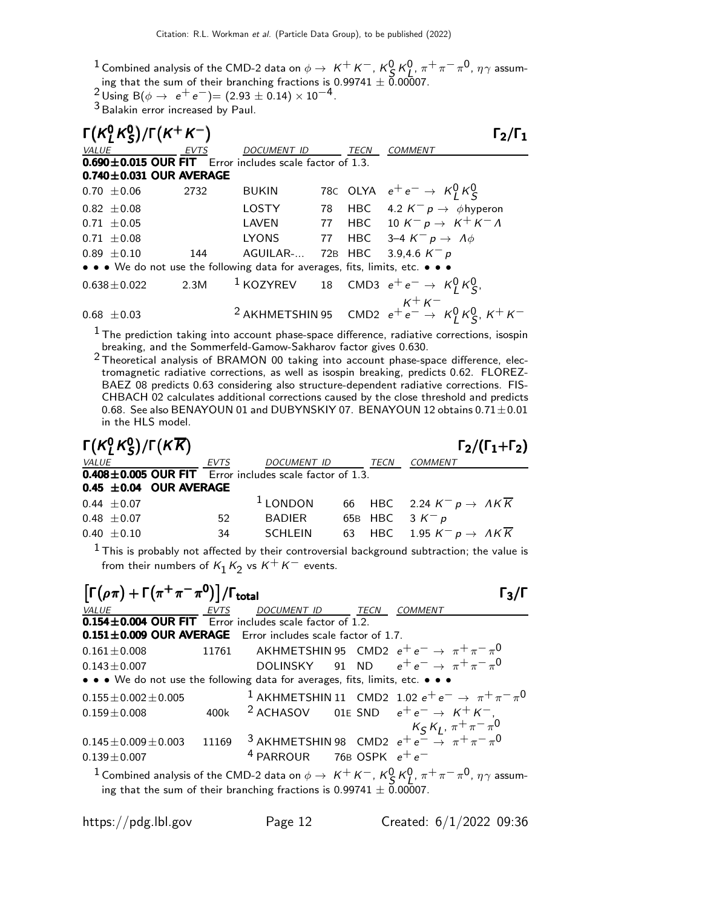[1] Combined analysis of the CMD-2 data on $\phi \to K^+K^-$, $K^0_S K^0_L$, $\pi^+\pi^-\pi^0$, $\eta\gamma$ assuming that the sum of their branching fractions is $0.99741 \pm 0.00007$.

[2] Using B($\phi \to e^+e^-$)= $(2.93 \pm 0.14) \times 10^{-4}$.

[3] Balakin error increased by Paul.

## $\Gamma(K^0_L K^0_S)/\Gamma(K^+K^-)$ — $\Gamma_2/\Gamma_1$

| VALUE | EVTS | DOCUMENT ID | | TECN | COMMENT |
|---|---|---|---|---|---|
| **0.690±0.015 OUR FIT** Error includes scale factor of 1.3. | | | | | |
| **0.740±0.031 OUR AVERAGE** | | | | | |
| 0.70 ±0.06 | 2732 | BUKIN | 78C | OLYA | $e^+e^- \to K^0_L K^0_S$ |
| 0.82 ±0.08 | | LOSTY | 78 | HBC | 4.2 $K^-p \to \phi$hyperon |
| 0.71 ±0.05 | | LAVEN | 77 | HBC | 10 $K^-p \to K^+K^-\Lambda$ |
| 0.71 ±0.08 | | LYONS | 77 | HBC | 3–4 $K^-p \to \Lambda\phi$ |
| 0.89 ±0.10 | 144 | AGUILAR-... | 72B | HBC | 3.9,4.6 $K^-p$ |
| • • • We do not use the following data for averages, fits, limits, etc. • • • | | | | | |
| 0.638±0.022 | 2.3M | [1] KOZYREV | 18 | CMD3 | $e^+e^- \to K^0_L K^0_S$, $K^+K^-$ |
| 0.68 ±0.03 | | [2] AKHMETSHIN | 95 | CMD2 | $e^+e^- \to K^0_L K^0_S$, $K^+K^-$ |

[1] The prediction taking into account phase-space difference, radiative corrections, isospin breaking, and the Sommerfeld-Gamow-Sakharov factor gives 0.630.

[2] Theoretical analysis of BRAMON 00 taking into account phase-space difference, electromagnetic radiative corrections, as well as isospin breaking, predicts 0.62. FLOREZ-BAEZ 08 predicts 0.63 considering also structure-dependent radiative corrections. FISCHBACH 02 calculates additional corrections caused by the close threshold and predicts 0.68. See also BENAYOUN 01 and DUBYNSKIY 07. BENAYOUN 12 obtains $0.71 \pm 0.01$ in the HLS model.

## $\Gamma(K^0_L K^0_S)/\Gamma(K\overline{K})$ — $\Gamma_2/(\Gamma_1+\Gamma_2)$

| VALUE | EVTS | DOCUMENT ID | | TECN | COMMENT |
|---|---|---|---|---|---|
| **0.408±0.005 OUR FIT** Error includes scale factor of 1.3. | | | | | |
| **0.45 ±0.04 OUR AVERAGE** | | | | | |
| 0.44 ±0.07 | | [1] LONDON | 66 | HBC | 2.24 $K^-p \to \Lambda K\overline{K}$ |
| 0.48 ±0.07 | 52 | BADIER | 65B | HBC | 3 $K^-p$ |
| 0.40 ±0.10 | 34 | SCHLEIN | 63 | HBC | 1.95 $K^-p \to \Lambda K\overline{K}$ |

[1] This is probably not affected by their controversial background subtraction; the value is from their numbers of $K_1 K_2$ vs $K^+K^-$ events.

## $[\Gamma(\rho\pi) + \Gamma(\pi^+\pi^-\pi^0)]/\Gamma_{total}$ — $\Gamma_3/\Gamma$

| VALUE | EVTS | DOCUMENT ID | | TECN | COMMENT |
|---|---|---|---|---|---|
| **0.154±0.004 OUR FIT** Error includes scale factor of 1.2. | | | | | |
| **0.151±0.009 OUR AVERAGE** Error includes scale factor of 1.7. | | | | | |
| 0.161±0.008 | 11761 | AKHMETSHIN | 95 | CMD2 | $e^+e^- \to \pi^+\pi^-\pi^0$ |
| 0.143±0.007 | | DOLINSKY | 91 | ND | $e^+e^- \to \pi^+\pi^-\pi^0$ |
| • • • We do not use the following data for averages, fits, limits, etc. • • • | | | | | |
| 0.155±0.002±0.005 | | [1] AKHMETSHIN | 11 | CMD2 | 1.02 $e^+e^- \to \pi^+\pi^-\pi^0$ |
| 0.159±0.008 | 400k | [2] ACHASOV | 01E | SND | $e^+e^- \to K^+K^-$, $K_S K_L$, $\pi^+\pi^-\pi^0$ |
| 0.145±0.009±0.003 | 11169 | [3] AKHMETSHIN | 98 | CMD2 | $e^+e^- \to \pi^+\pi^-\pi^0$ |
| 0.139±0.007 | | [4] PARROUR | 76B | OSPK | $e^+e^-$ |

[1] Combined analysis of the CMD-2 data on $\phi \to K^+K^-$, $K^0_S K^0_L$, $\pi^+\pi^-\pi^0$, $\eta\gamma$ assuming that the sum of their branching fractions is $0.99741 \pm 0.00007$.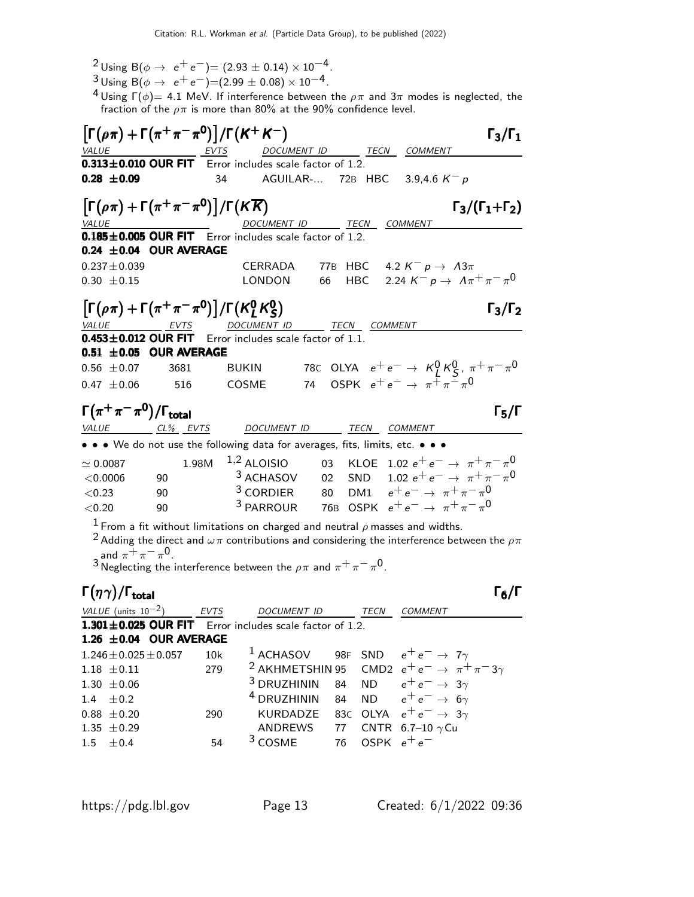[2] Using B($\phi \to e^+ e^-$)= $(2.93 \pm 0.14) \times 10^{-4}$.

[3] Using B($\phi \to e^+ e^-$)=$(2.99 \pm 0.08) \times 10^{-4}$.

[4] Using $\Gamma(\phi)$= 4.1 MeV. If interference between the $\rho\pi$ and $3\pi$ modes is neglected, the fraction of the $\rho\pi$ is more than 80% at the 90% confidence level.

### $\left[\Gamma(\rho\pi) + \Gamma(\pi^+\pi^-\pi^0)\right]/\Gamma(K^+K^-)$ — $\Gamma_3/\Gamma_1$

| VALUE | EVTS | DOCUMENT ID | | TECN | COMMENT |
|---|---|---|---|---|---|
| **0.313±0.010 OUR FIT** | Error includes scale factor of 1.2. | | | | |
| **0.28 ±0.09** | 34 | AGUILAR-... | 72B | HBC | 3.9,4.6 $K^- p$ |

### $\left[\Gamma(\rho\pi) + \Gamma(\pi^+\pi^-\pi^0)\right]/\Gamma(K\overline{K})$ — $\Gamma_3/(\Gamma_1+\Gamma_2)$

| VALUE | DOCUMENT ID | | TECN | COMMENT |
|---|---|---|---|---|
| **0.185±0.005 OUR FIT** | Error includes scale factor of 1.2. | | | |
| **0.24 ±0.04 OUR AVERAGE** | | | | |
| 0.237±0.039 | CERRADA | 77B | HBC | 4.2 $K^- p \to \Lambda 3\pi$ |
| 0.30 ±0.15 | LONDON | 66 | HBC | 2.24 $K^- p \to \Lambda \pi^+ \pi^- \pi^0$ |

### $\left[\Gamma(\rho\pi) + \Gamma(\pi^+\pi^-\pi^0)\right]/\Gamma(K^0_L K^0_S)$ — $\Gamma_3/\Gamma_2$

| VALUE | EVTS | DOCUMENT ID | | TECN | COMMENT |
|---|---|---|---|---|---|
| **0.453±0.012 OUR FIT** | Error includes scale factor of 1.1. | | | | |
| **0.51 ±0.05 OUR AVERAGE** | | | | | |
| 0.56 ±0.07 | 3681 | BUKIN | 78C | OLYA | $e^+e^- \to K^0_L K^0_S,\ \pi^+\pi^-\pi^0$ |
| 0.47 ±0.06 | 516 | COSME | 74 | OSPK | $e^+e^- \to \pi^+\pi^-\pi^0$ |

### $\Gamma(\pi^+\pi^-\pi^0)/\Gamma_{\text{total}}$ — $\Gamma_5/\Gamma$

| VALUE | CL% | EVTS | DOCUMENT ID | | TECN | COMMENT |
|---|---|---|---|---|---|---|
| • • • We do not use the following data for averages, fits, limits, etc. • • • | | | | | | |
| $\simeq 0.0087$ | | 1.98M | [1,2] ALOISIO | 03 | KLOE | 1.02 $e^+e^- \to \pi^+\pi^-\pi^0$ |
| <0.0006 | 90 | | [3] ACHASOV | 02 | SND | 1.02 $e^+e^- \to \pi^+\pi^-\pi^0$ |
| <0.23 | 90 | | [3] CORDIER | 80 | DM1 | $e^+e^- \to \pi^+\pi^-\pi^0$ |
| <0.20 | 90 | | [3] PARROUR | 76B | OSPK | $e^+e^- \to \pi^+\pi^-\pi^0$ |

[1] From a fit without limitations on charged and neutral $\rho$ masses and widths.

[2] Adding the direct and $\omega\pi$ contributions and considering the interference between the $\rho\pi$ and $\pi^+\pi^-\pi^0$.

[3] Neglecting the interference between the $\rho\pi$ and $\pi^+\pi^-\pi^0$.

### $\Gamma(\eta\gamma)/\Gamma_{\text{total}}$ — $\Gamma_6/\Gamma$

| VALUE (units $10^{-2}$) | EVTS | DOCUMENT ID | | TECN | COMMENT |
|---|---|---|---|---|---|
| **1.301±0.025 OUR FIT** | Error includes scale factor of 1.2. | | | | |
| **1.26 ±0.04 OUR AVERAGE** | | | | | |
| 1.246±0.025±0.057 | 10k | [1] ACHASOV | 98F | SND | $e^+e^- \to 7\gamma$ |
| 1.18 ±0.11 | 279 | [2] AKHMETSHIN | 95 | CMD2 | $e^+e^- \to \pi^+\pi^- 3\gamma$ |
| 1.30 ±0.06 | | [3] DRUZHININ | 84 | ND | $e^+e^- \to 3\gamma$ |
| 1.4 ±0.2 | | [4] DRUZHININ | 84 | ND | $e^+e^- \to 6\gamma$ |
| 0.88 ±0.20 | 290 | KURDADZE | 83C | OLYA | $e^+e^- \to 3\gamma$ |
| 1.35 ±0.29 | | ANDREWS | 77 | CNTR | 6.7–10 $\gamma$Cu |
| 1.5 ±0.4 | 54 | [3] COSME | 76 | OSPK | $e^+e^-$ |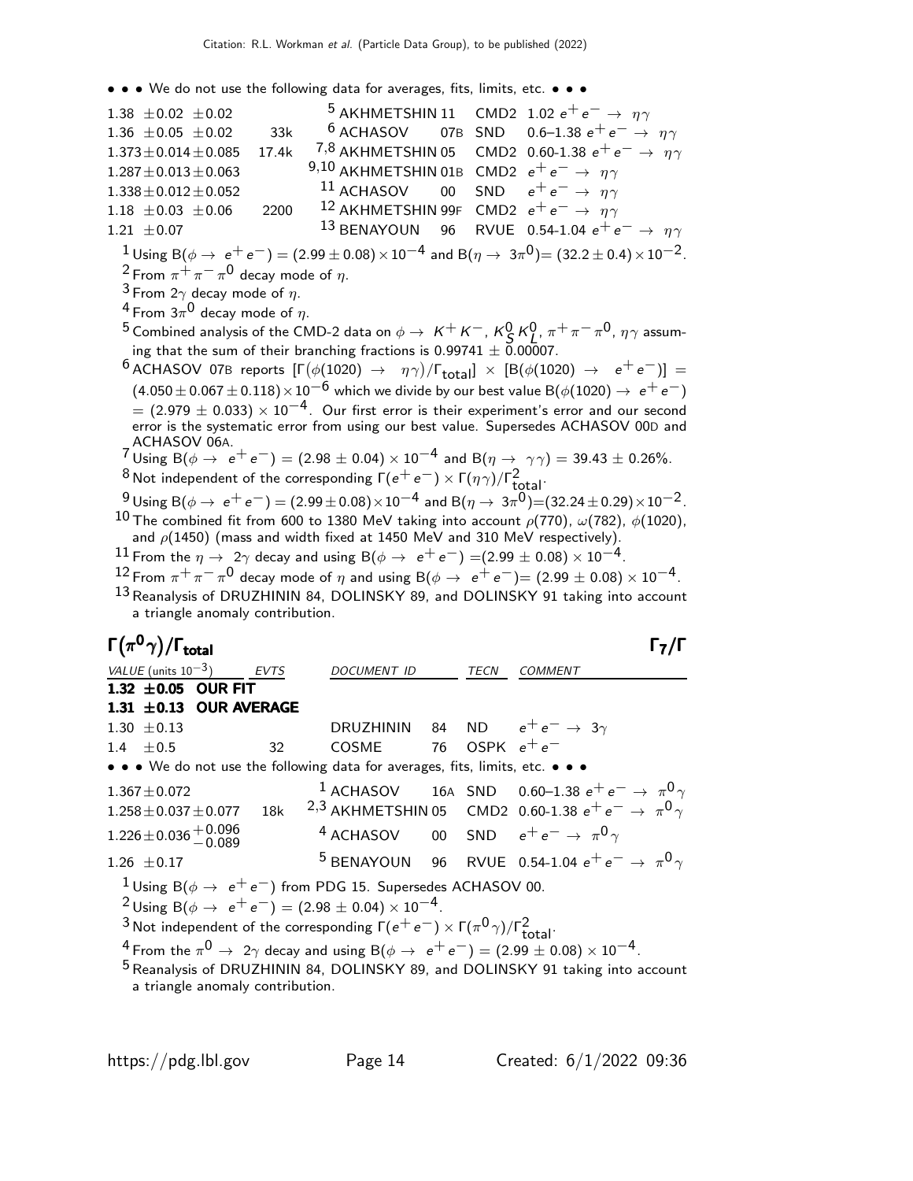• • • We do not use the following data for averages, fits, limits, etc. • • •

| VALUE | EVTS | DOCUMENT ID | | TECN | COMMENT |
|---|---|---|---|---|---|
| $1.38 \pm 0.02 \pm 0.02$ | | [5] AKHMETSHIN | 11 | CMD2 | $1.02\ e^+e^- \rightarrow \eta\gamma$ |
| $1.36 \pm 0.05 \pm 0.02$ | 33k | [6] ACHASOV | 07B | SND | $0.6–1.38\ e^+e^- \rightarrow \eta\gamma$ |
| $1.373 \pm 0.014 \pm 0.085$ | 17.4k | [7,8] AKHMETSHIN | 05 | CMD2 | $0.60\text{-}1.38\ e^+e^- \rightarrow \eta\gamma$ |
| $1.287 \pm 0.013 \pm 0.063$ | | [9,10] AKHMETSHIN | 01B | CMD2 | $e^+e^- \rightarrow \eta\gamma$ |
| $1.338 \pm 0.012 \pm 0.052$ | | [11] ACHASOV | 00 | SND | $e^+e^- \rightarrow \eta\gamma$ |
| $1.18 \pm 0.03 \pm 0.06$ | 2200 | [12] AKHMETSHIN | 99F | CMD2 | $e^+e^- \rightarrow \eta\gamma$ |
| $1.21 \pm 0.07$ | | [13] BENAYOUN | 96 | RVUE | $0.54\text{-}1.04\ e^+e^- \rightarrow \eta\gamma$ |

[1] Using $B(\phi \rightarrow e^+e^-) = (2.99 \pm 0.08) \times 10^{-4}$ and $B(\eta \rightarrow 3\pi^0) = (32.2 \pm 0.4) \times 10^{-2}$.

[2] From $\pi^+\pi^-\pi^0$ decay mode of $\eta$.

[3] From $2\gamma$ decay mode of $\eta$.

[4] From $3\pi^0$ decay mode of $\eta$.

[5] Combined analysis of the CMD-2 data on $\phi \rightarrow K^+K^-$, $K^0_S K^0_L$, $\pi^+\pi^-\pi^0$, $\eta\gamma$ assuming that the sum of their branching fractions is $0.99741 \pm 0.00007$.

[6] ACHASOV 07B reports $[\Gamma(\phi(1020) \rightarrow \eta\gamma)/\Gamma_{\text{total}}] \times [B(\phi(1020) \rightarrow e^+e^-)] = (4.050 \pm 0.067 \pm 0.118) \times 10^{-6}$ which we divide by our best value $B(\phi(1020) \rightarrow e^+e^-) = (2.979 \pm 0.033) \times 10^{-4}$. Our first error is their experiment's error and our second error is the systematic error from using our best value. Supersedes ACHASOV 00D and ACHASOV 06A.

[7] Using $B(\phi \rightarrow e^+e^-) = (2.98 \pm 0.04) \times 10^{-4}$ and $B(\eta \rightarrow \gamma\gamma) = 39.43 \pm 0.26\%$.

[8] Not independent of the corresponding $\Gamma(e^+e^-) \times \Gamma(\eta\gamma)/\Gamma^2_{\text{total}}$.

[9] Using $B(\phi \rightarrow e^+e^-) = (2.99 \pm 0.08) \times 10^{-4}$ and $B(\eta \rightarrow 3\pi^0) = (32.24 \pm 0.29) \times 10^{-2}$.

[10] The combined fit from 600 to 1380 MeV taking into account $\rho(770)$, $\omega(782)$, $\phi(1020)$, and $\rho(1450)$ (mass and width fixed at 1450 MeV and 310 MeV respectively).

[11] From the $\eta \rightarrow 2\gamma$ decay and using $B(\phi \rightarrow e^+e^-) = (2.99 \pm 0.08) \times 10^{-4}$.

[12] From $\pi^+\pi^-\pi^0$ decay mode of $\eta$ and using $B(\phi \rightarrow e^+e^-) = (2.99 \pm 0.08) \times 10^{-4}$.

[13] Reanalysis of DRUZHININ 84, DOLINSKY 89, and DOLINSKY 91 taking into account a triangle anomaly contribution.

## $\Gamma(\pi^0\gamma)/\Gamma_{\text{total}}$ $\qquad\qquad$ $\Gamma_7/\Gamma$

| VALUE (units $10^{-3}$) | EVTS | DOCUMENT ID | | TECN | COMMENT |
|---|---|---|---|---|---|
| **$1.32 \pm 0.05$ OUR FIT** | | | | | |
| **$1.31 \pm 0.13$ OUR AVERAGE** | | | | | |
| $1.30 \pm 0.13$ | | DRUZHININ | 84 | ND | $e^+e^- \rightarrow 3\gamma$ |
| $1.4 \pm 0.5$ | 32 | COSME | 76 | OSPK | $e^+e^-$ |

• • • We do not use the following data for averages, fits, limits, etc. • • •

| VALUE (units $10^{-3}$) | EVTS | DOCUMENT ID | | TECN | COMMENT |
|---|---|---|---|---|---|
| $1.367 \pm 0.072$ | | [1] ACHASOV | 16A | SND | $0.60–1.38\ e^+e^- \rightarrow \pi^0\gamma$ |
| $1.258 \pm 0.037 \pm 0.077$ | 18k | [2,3] AKHMETSHIN | 05 | CMD2 | $0.60\text{-}1.38\ e^+e^- \rightarrow \pi^0\gamma$ |
| $1.226 \pm 0.036 ^{+0.096}_{-0.089}$ | | [4] ACHASOV | 00 | SND | $e^+e^- \rightarrow \pi^0\gamma$ |
| $1.26 \pm 0.17$ | | [5] BENAYOUN | 96 | RVUE | $0.54\text{-}1.04\ e^+e^- \rightarrow \pi^0\gamma$ |

[1] Using $B(\phi \rightarrow e^+e^-)$ from PDG 15. Supersedes ACHASOV 00.

[2] Using $B(\phi \rightarrow e^+e^-) = (2.98 \pm 0.04) \times 10^{-4}$.

[3] Not independent of the corresponding $\Gamma(e^+e^-) \times \Gamma(\pi^0\gamma)/\Gamma^2_{\text{total}}$.

[4] From the $\pi^0 \rightarrow 2\gamma$ decay and using $B(\phi \rightarrow e^+e^-) = (2.99 \pm 0.08) \times 10^{-4}$.

[5] Reanalysis of DRUZHININ 84, DOLINSKY 89, and DOLINSKY 91 taking into account a triangle anomaly contribution.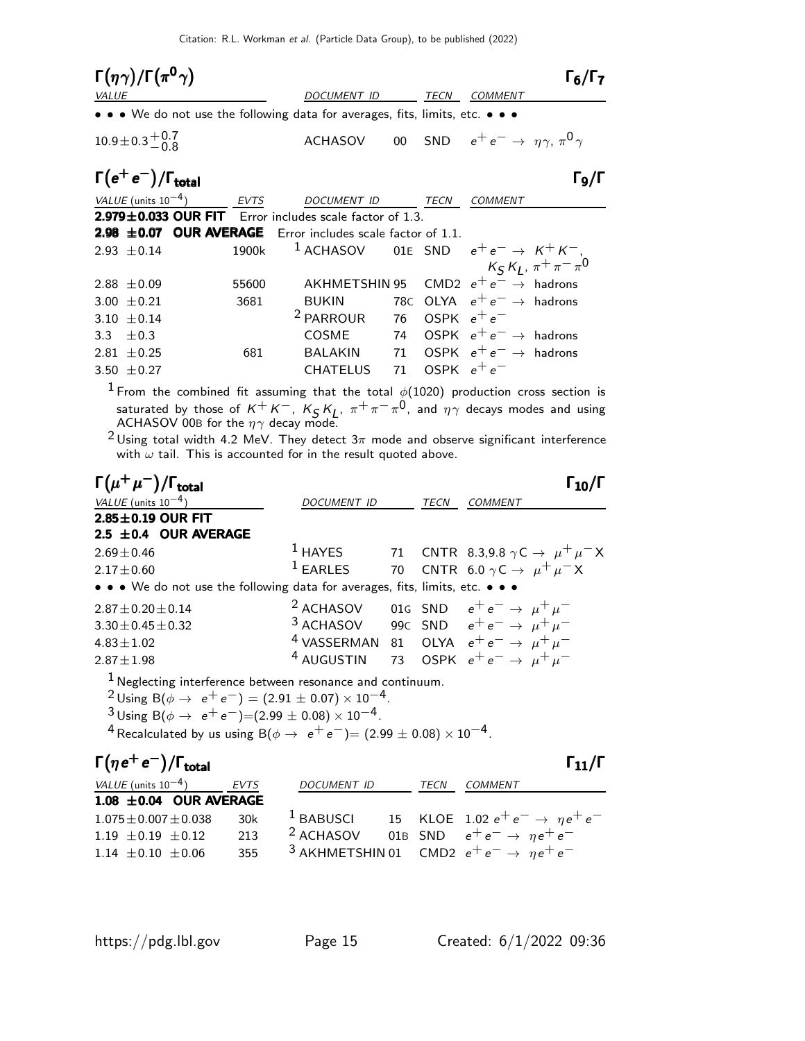## $\Gamma(\eta\gamma)/\Gamma(\pi^0\gamma)$ — $\Gamma_6/\Gamma_7$

| VALUE | DOCUMENT ID | | TECN | COMMENT |
|---|---|---|---|---|
| • • • We do not use the following data for averages, fits, limits, etc. • • • | | | | |
| $10.9\pm0.3^{+0.7}_{-0.8}$ | ACHASOV | 00 | SND | $e^+e^-\to\eta\gamma,\ \pi^0\gamma$ |

## $\Gamma(e^+e^-)/\Gamma_{\text{total}}$ — $\Gamma_9/\Gamma$

| VALUE (units $10^{-4}$) | EVTS | DOCUMENT ID | | TECN | COMMENT |
|---|---|---|---|---|---|
| **2.979±0.033 OUR FIT** | Error includes scale factor of 1.3. | | | | |
| **2.98 ±0.07 OUR AVERAGE** | Error includes scale factor of 1.1. | | | | |
| 2.93 ±0.14 | 1900k | [1] ACHASOV | 01E | SND | $e^+e^-\to K^+K^-$, $K_SK_L$, $\pi^+\pi^-\pi^0$ |
| 2.88 ±0.09 | 55600 | AKHMETSHIN | 95 | CMD2 | $e^+e^-\to$ hadrons |
| 3.00 ±0.21 | 3681 | BUKIN | 78C | OLYA | $e^+e^-\to$ hadrons |
| 3.10 ±0.14 | | [2] PARROUR | 76 | OSPK | $e^+e^-$ |
| 3.3 ±0.3 | | COSME | 74 | OSPK | $e^+e^-\to$ hadrons |
| 2.81 ±0.25 | 681 | BALAKIN | 71 | OSPK | $e^+e^-\to$ hadrons |
| 3.50 ±0.27 | | CHATELUS | 71 | OSPK | $e^+e^-$ |

[1] From the combined fit assuming that the total $\phi(1020)$ production cross section is saturated by those of $K^+K^-$, $K_SK_L$, $\pi^+\pi^-\pi^0$, and $\eta\gamma$ decays modes and using ACHASOV 00B for the $\eta\gamma$ decay mode.

[2] Using total width 4.2 MeV. They detect $3\pi$ mode and observe significant interference with $\omega$ tail. This is accounted for in the result quoted above.

## $\Gamma(\mu^+\mu^-)/\Gamma_{\text{total}}$ — $\Gamma_{10}/\Gamma$

| VALUE (units $10^{-4}$) | DOCUMENT ID | | TECN | COMMENT |
|---|---|---|---|---|
| **2.85±0.19 OUR FIT** | | | | |
| **2.5 ±0.4 OUR AVERAGE** | | | | |
| 2.69±0.46 | [1] HAYES | 71 | CNTR | 8.3,9.8 $\gamma C\to\mu^+\mu^-X$ |
| 2.17±0.60 | [1] EARLES | 70 | CNTR | 6.0 $\gamma C\to\mu^+\mu^-X$ |
| • • • We do not use the following data for averages, fits, limits, etc. • • • | | | | |
| 2.87±0.20±0.14 | [2] ACHASOV | 01G | SND | $e^+e^-\to\mu^+\mu^-$ |
| 3.30±0.45±0.32 | [3] ACHASOV | 99C | SND | $e^+e^-\to\mu^+\mu^-$ |
| 4.83±1.02 | [4] VASSERMAN | 81 | OLYA | $e^+e^-\to\mu^+\mu^-$ |
| 2.87±1.98 | [4] AUGUSTIN | 73 | OSPK | $e^+e^-\to\mu^+\mu^-$ |

[1] Neglecting interference between resonance and continuum.

[2] Using $B(\phi\to e^+e^-) = (2.91\pm0.07)\times10^{-4}$.

[3] Using $B(\phi\to e^+e^-)=(2.99\pm0.08)\times10^{-4}$.

[4] Recalculated by us using $B(\phi\to e^+e^-)= (2.99\pm0.08)\times10^{-4}$.

## $\Gamma(\eta e^+e^-)/\Gamma_{\text{total}}$ — $\Gamma_{11}/\Gamma$

| VALUE (units $10^{-4}$) | EVTS | DOCUMENT ID | | TECN | COMMENT |
|---|---|---|---|---|---|
| **1.08 ±0.04 OUR AVERAGE** | | | | | |
| 1.075±0.007±0.038 | 30k | [1] BABUSCI | 15 | KLOE | 1.02 $e^+e^-\to\eta e^+e^-$ |
| 1.19 ±0.19 ±0.12 | 213 | [2] ACHASOV | 01B | SND | $e^+e^-\to\eta e^+e^-$ |
| 1.14 ±0.10 ±0.06 | 355 | [3] AKHMETSHIN | 01 | CMD2 | $e^+e^-\to\eta e^+e^-$ |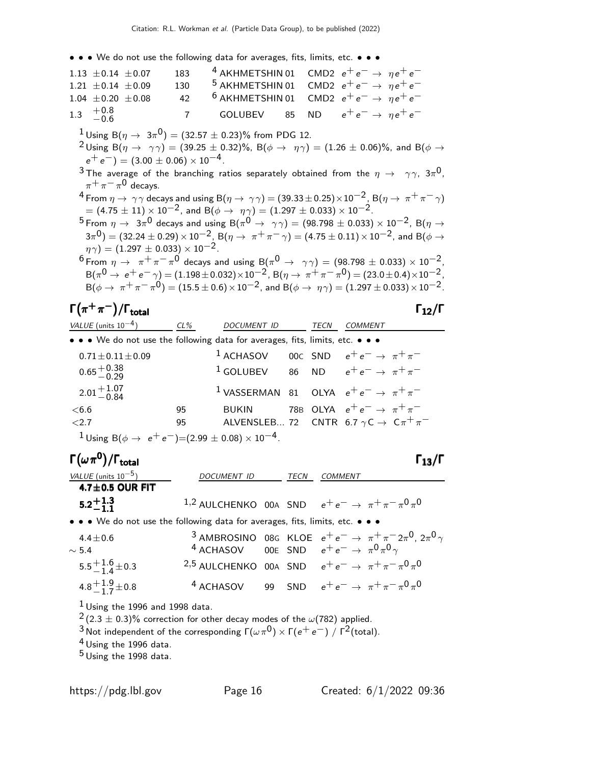• • • We do not use the following data for averages, fits, limits, etc. • • •

| VALUE | EVTS | DOCUMENT ID | | TECN | COMMENT |
|---|---|---|---|---|---|
| $1.13 \pm 0.14 \pm 0.07$ | 183 | [4] AKHMETSHIN | 01 | CMD2 | $e^+e^- \to \eta e^+e^-$ |
| $1.21 \pm 0.14 \pm 0.09$ | 130 | [5] AKHMETSHIN | 01 | CMD2 | $e^+e^- \to \eta e^+e^-$ |
| $1.04 \pm 0.20 \pm 0.08$ | 42 | [6] AKHMETSHIN | 01 | CMD2 | $e^+e^- \to \eta e^+e^-$ |
| $1.3 \ {}^{+0.8}_{-0.6}$ | 7 | GOLUBEV | 85 | ND | $e^+e^- \to \eta e^+e^-$ |

[1] Using $B(\eta \to 3\pi^0) = (32.57 \pm 0.23)\%$ from PDG 12.

[2] Using $B(\eta \to \gamma\gamma) = (39.25 \pm 0.32)\%$, $B(\phi \to \eta\gamma) = (1.26 \pm 0.06)\%$, and $B(\phi \to e^+e^-) = (3.00 \pm 0.06) \times 10^{-4}$.

[3] The average of the branching ratios separately obtained from the $\eta \to \gamma\gamma$, $3\pi^0$, $\pi^+\pi^-\pi^0$ decays.

[4] From $\eta \to \gamma\gamma$ decays and using $B(\eta \to \gamma\gamma) = (39.33 \pm 0.25) \times 10^{-2}$, $B(\eta \to \pi^+\pi^-\gamma) = (4.75 \pm 11) \times 10^{-2}$, and $B(\phi \to \eta\gamma) = (1.297 \pm 0.033) \times 10^{-2}$.

[5] From $\eta \to 3\pi^0$ decays and using $B(\pi^0 \to \gamma\gamma) = (98.798 \pm 0.033) \times 10^{-2}$, $B(\eta \to 3\pi^0) = (32.24 \pm 0.29) \times 10^{-2}$, $B(\eta \to \pi^+\pi^-\gamma) = (4.75 \pm 0.11) \times 10^{-2}$, and $B(\phi \to \eta\gamma) = (1.297 \pm 0.033) \times 10^{-2}$.

[6] From $\eta \to \pi^+\pi^-\pi^0$ decays and using $B(\pi^0 \to \gamma\gamma) = (98.798 \pm 0.033) \times 10^{-2}$, $B(\pi^0 \to e^+e^-\gamma) = (1.198 \pm 0.032) \times 10^{-2}$, $B(\eta \to \pi^+\pi^-\pi^0) = (23.0 \pm 0.4) \times 10^{-2}$, $B(\phi \to \pi^+\pi^-\pi^0) = (15.5 \pm 0.6) \times 10^{-2}$, and $B(\phi \to \eta\gamma) = (1.297 \pm 0.033) \times 10^{-2}$.

## $\Gamma(\pi^+\pi^-)/\Gamma_{\text{total}}$ $\quad\quad\Gamma_{12}/\Gamma$

| VALUE (units $10^{-4}$) | CL% | DOCUMENT ID | | TECN | COMMENT |
|---|---|---|---|---|---|
| • • • We do not use the following data for averages, fits, limits, etc. • • • | | | | | |
| $0.71 \pm 0.11 \pm 0.09$ | | [1] ACHASOV | 00C | SND | $e^+e^- \to \pi^+\pi^-$ |
| $0.65 {}^{+0.38}_{-0.29}$ | | [1] GOLUBEV | 86 | ND | $e^+e^- \to \pi^+\pi^-$ |
| $2.01 {}^{+1.07}_{-0.84}$ | | [1] VASSERMAN | 81 | OLYA | $e^+e^- \to \pi^+\pi^-$ |
| $<6.6$ | 95 | BUKIN | 78B | OLYA | $e^+e^- \to \pi^+\pi^-$ |
| $<2.7$ | 95 | ALVENSLEB... | 72 | CNTR | $6.7\ \gamma C \to C\pi^+\pi^-$ |

[1] Using $B(\phi \to e^+e^-) = (2.99 \pm 0.08) \times 10^{-4}$.

## $\Gamma(\omega\pi^0)/\Gamma_{\text{total}}$ $\quad\quad\Gamma_{13}/\Gamma$

| VALUE (units $10^{-5}$) | DOCUMENT ID | | TECN | COMMENT |
|---|---|---|---|---|
| **$4.7 \pm 0.5$ OUR FIT** | | | | |
| **$5.2 {}^{+1.3}_{-1.1}$** | [1,2] AULCHENKO | 00A | SND | $e^+e^- \to \pi^+\pi^-\pi^0\pi^0$ |
| • • • We do not use the following data for averages, fits, limits, etc. • • • | | | | |
| $4.4 \pm 0.6$ | [3] AMBROSINO | 08G | KLOE | $e^+e^- \to \pi^+\pi^-2\pi^0$, $2\pi^0\gamma$ |
| $\sim 5.4$ | [4] ACHASOV | 00E | SND | $e^+e^- \to \pi^0\pi^0\gamma$ |
| $5.5 {}^{+1.6}_{-1.4} \pm 0.3$ | [2,5] AULCHENKO | 00A | SND | $e^+e^- \to \pi^+\pi^-\pi^0\pi^0$ |
| $4.8 {}^{+1.9}_{-1.7} \pm 0.8$ | [4] ACHASOV | 99 | SND | $e^+e^- \to \pi^+\pi^-\pi^0\pi^0$ |

[1] Using the 1996 and 1998 data.

[2] $(2.3 \pm 0.3)\%$ correction for other decay modes of the $\omega(782)$ applied.

[3] Not independent of the corresponding $\Gamma(\omega\pi^0) \times \Gamma(e^+e^-) / \Gamma^2(\text{total})$.

[4] Using the 1996 data.

[5] Using the 1998 data.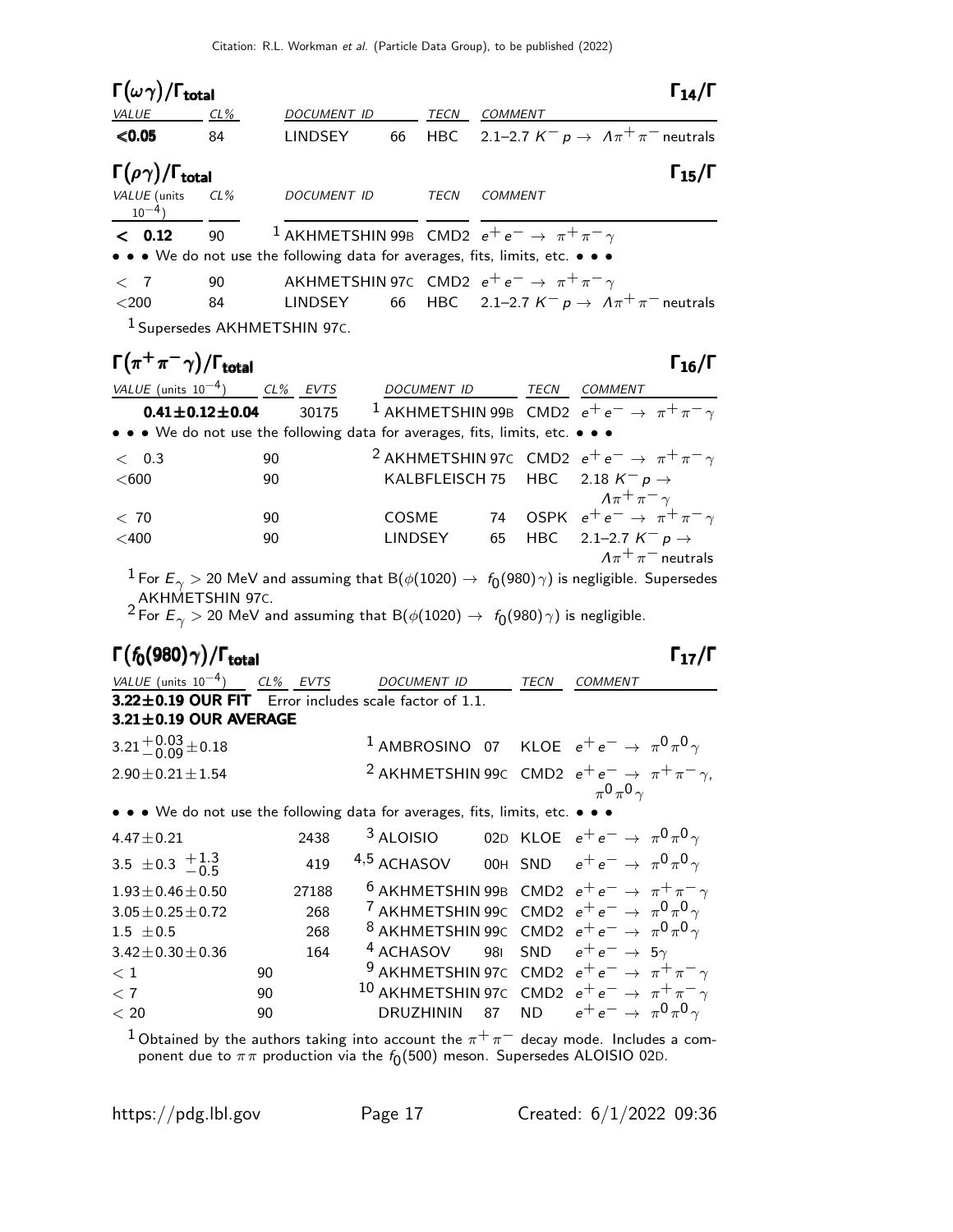### $\Gamma(\omega\gamma)/\Gamma_{total}$ — $\Gamma_{14}/\Gamma$

| VALUE | CL% | DOCUMENT ID | | TECN | COMMENT |
|---|---|---|---|---|---|
| **<0.05** | 84 | LINDSEY | 66 | HBC | 2.1–2.7 $K^- p \to \Lambda\pi^+\pi^-$ neutrals |

### $\Gamma(\rho\gamma)/\Gamma_{total}$ — $\Gamma_{15}/\Gamma$

| VALUE (units $10^{-4}$) | CL% | DOCUMENT ID | | TECN | COMMENT |
|---|---|---|---|---|---|
| **< 0.12** | 90 | [1] AKHMETSHIN | 99B | CMD2 | $e^+e^- \to \pi^+\pi^-\gamma$ |
| • • • We do not use the following data for averages, fits, limits, etc. • • • | | | | | |
| < 7 | 90 | AKHMETSHIN | 97C | CMD2 | $e^+e^- \to \pi^+\pi^-\gamma$ |
| <200 | 84 | LINDSEY | 66 | HBC | 2.1–2.7 $K^- p \to \Lambda\pi^+\pi^-$ neutrals |

[1] Supersedes AKHMETSHIN 97C.

### $\Gamma(\pi^+\pi^-\gamma)/\Gamma_{total}$ — $\Gamma_{16}/\Gamma$

| VALUE (units $10^{-4}$) | CL% | EVTS | DOCUMENT ID | | TECN | COMMENT |
|---|---|---|---|---|---|---|
| **0.41±0.12±0.04** | | 30175 | [1] AKHMETSHIN | 99B | CMD2 | $e^+e^- \to \pi^+\pi^-\gamma$ |
| • • • We do not use the following data for averages, fits, limits, etc. • • • | | | | | | |
| < 0.3 | 90 | | [2] AKHMETSHIN | 97C | CMD2 | $e^+e^- \to \pi^+\pi^-\gamma$ |
| <600 | 90 | | KALBFLEISCH | 75 | HBC | 2.18 $K^- p \to \Lambda\pi^+\pi^-\gamma$ |
| < 70 | 90 | | COSME | 74 | OSPK | $e^+e^- \to \pi^+\pi^-\gamma$ |
| <400 | 90 | | LINDSEY | 65 | HBC | 2.1–2.7 $K^- p \to \Lambda\pi^+\pi^-$ neutrals |

[1] For $E_\gamma > 20$ MeV and assuming that B($\phi(1020) \to f_0(980)\gamma$) is negligible. Supersedes AKHMETSHIN 97C.

[2] For $E_\gamma > 20$ MeV and assuming that B($\phi(1020) \to f_0(980)\gamma$) is negligible.

### $\Gamma(f_0(980)\gamma)/\Gamma_{total}$ — $\Gamma_{17}/\Gamma$

| VALUE (units $10^{-4}$) | CL% | EVTS | DOCUMENT ID | | TECN | COMMENT |
|---|---|---|---|---|---|---|
| **3.22±0.19 OUR FIT** Error includes scale factor of 1.1. | | | | | | |
| **3.21±0.19 OUR AVERAGE** | | | | | | |
| $3.21^{+0.03}_{-0.09}\pm0.18$ | | | [1] AMBROSINO | 07 | KLOE | $e^+e^- \to \pi^0\pi^0\gamma$ |
| $2.90\pm0.21\pm1.54$ | | | [2] AKHMETSHIN | 99C | CMD2 | $e^+e^- \to \pi^+\pi^-\gamma$, $\pi^0\pi^0\gamma$ |
| • • • We do not use the following data for averages, fits, limits, etc. • • • | | | | | | |
| $4.47\pm0.21$ | | 2438 | [3] ALOISIO | 02D | KLOE | $e^+e^- \to \pi^0\pi^0\gamma$ |
| $3.5\ \pm0.3\ ^{+1.3}_{-0.5}$ | | 419 | [4,5] ACHASOV | 00H | SND | $e^+e^- \to \pi^0\pi^0\gamma$ |
| $1.93\pm0.46\pm0.50$ | | 27188 | [6] AKHMETSHIN | 99B | CMD2 | $e^+e^- \to \pi^+\pi^-\gamma$ |
| $3.05\pm0.25\pm0.72$ | | 268 | [7] AKHMETSHIN | 99C | CMD2 | $e^+e^- \to \pi^0\pi^0\gamma$ |
| $1.5\ \pm0.5$ | | 268 | [8] AKHMETSHIN | 99C | CMD2 | $e^+e^- \to \pi^0\pi^0\gamma$ |
| $3.42\pm0.30\pm0.36$ | | 164 | [4] ACHASOV | 98I | SND | $e^+e^- \to 5\gamma$ |
| < 1 | 90 | | [9] AKHMETSHIN | 97C | CMD2 | $e^+e^- \to \pi^+\pi^-\gamma$ |
| < 7 | 90 | | [10] AKHMETSHIN | 97C | CMD2 | $e^+e^- \to \pi^+\pi^-\gamma$ |
| < 20 | 90 | | DRUZHININ | 87 | ND | $e^+e^- \to \pi^0\pi^0\gamma$ |

[1] Obtained by the authors taking into account the $\pi^+\pi^-$ decay mode. Includes a component due to $\pi\pi$ production via the $f_0(500)$ meson. Supersedes ALOISIO 02D.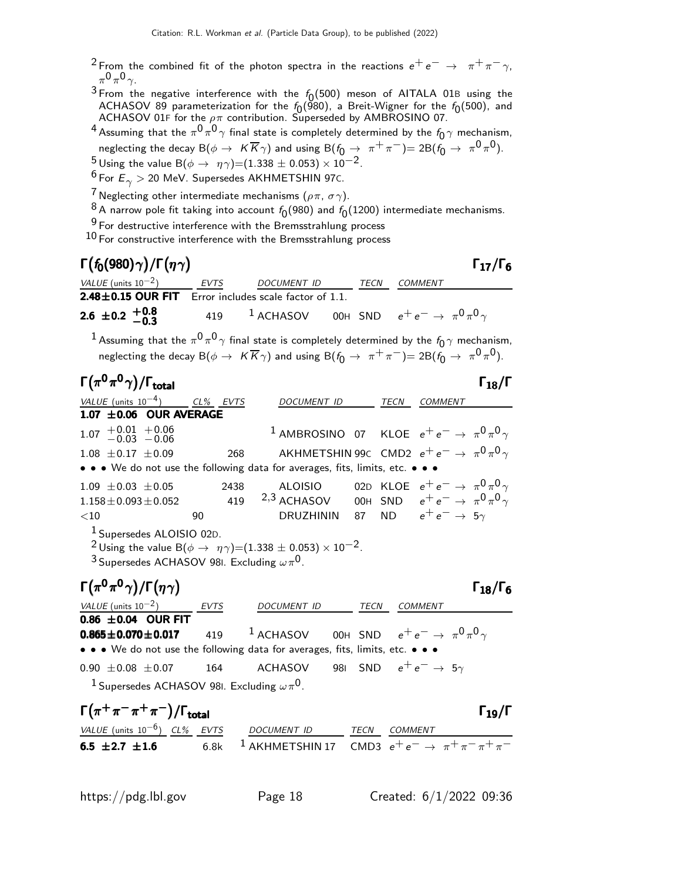[2] From the combined fit of the photon spectra in the reactions $e^+e^- \rightarrow \pi^+\pi^-\gamma$, $\pi^0\pi^0\gamma$.

[3] From the negative interference with the $f_0(500)$ meson of AITALA 01B using the ACHASOV 89 parameterization for the $f_0(980)$, a Breit-Wigner for the $f_0(500)$, and ACHASOV 01F for the $\rho\pi$ contribution. Superseded by AMBROSINO 07.

[4] Assuming that the $\pi^0\pi^0\gamma$ final state is completely determined by the $f_0\gamma$ mechanism, neglecting the decay $B(\phi \rightarrow K\overline{K}\gamma)$ and using $B(f_0 \rightarrow \pi^+\pi^-)= 2B(f_0 \rightarrow \pi^0\pi^0)$.

[5] Using the value $B(\phi \rightarrow \eta\gamma)=(1.338 \pm 0.053) \times 10^{-2}$.

[6] For $E_\gamma > 20$ MeV. Supersedes AKHMETSHIN 97C.

[7] Neglecting other intermediate mechanisms ($\rho\pi$, $\sigma\gamma$).

[8] A narrow pole fit taking into account $f_0(980)$ and $f_0(1200)$ intermediate mechanisms.

[9] For destructive interference with the Bremsstrahlung process

[10] For constructive interference with the Bremsstrahlung process

## $\Gamma(f_0(980)\gamma)/\Gamma(\eta\gamma)$ $\quad\quad\Gamma_{17}/\Gamma_6$

| VALUE (units $10^{-2}$) | EVTS | DOCUMENT ID | | TECN | COMMENT |
|---|---|---|---|---|---|
| **2.48±0.15 OUR FIT** | Error includes scale factor of 1.1. | | | | |
| **2.6 ±0.2 $^{+0.8}_{-0.3}$** | 419 | [1] ACHASOV | 00H | SND | $e^+e^- \rightarrow \pi^0\pi^0\gamma$ |

[1] Assuming that the $\pi^0\pi^0\gamma$ final state is completely determined by the $f_0\gamma$ mechanism, neglecting the decay $B(\phi \rightarrow K\overline{K}\gamma)$ and using $B(f_0 \rightarrow \pi^+\pi^-)= 2B(f_0 \rightarrow \pi^0\pi^0)$.

## $\Gamma(\pi^0\pi^0\gamma)/\Gamma_{\text{total}}$ $\quad\quad\Gamma_{18}/\Gamma$

| VALUE (units $10^{-4}$) | CL% | EVTS | DOCUMENT ID | | TECN | COMMENT |
|---|---|---|---|---|---|---|
| **1.07 ±0.06 OUR AVERAGE** | | | | | | |
| 1.07 $^{+0.01}_{-0.03}$ $^{+0.06}_{-0.06}$ | | | [1] AMBROSINO | 07 | KLOE | $e^+e^- \rightarrow \pi^0\pi^0\gamma$ |
| 1.08 ±0.17 ±0.09 | | 268 | AKHMETSHIN | 99C | CMD2 | $e^+e^- \rightarrow \pi^0\pi^0\gamma$ |
| • • • We do not use the following data for averages, fits, limits, etc. • • • | | | | | | |
| 1.09 ±0.03 ±0.05 | | 2438 | ALOISIO | 02D | KLOE | $e^+e^- \rightarrow \pi^0\pi^0\gamma$ |
| 1.158±0.093±0.052 | | 419 | [2,3] ACHASOV | 00H | SND | $e^+e^- \rightarrow \pi^0\pi^0\gamma$ |
| <10 | 90 | | DRUZHININ | 87 | ND | $e^+e^- \rightarrow 5\gamma$ |

[1] Supersedes ALOISIO 02D.

[2] Using the value $B(\phi \rightarrow \eta\gamma)=(1.338 \pm 0.053) \times 10^{-2}$.

[3] Supersedes ACHASOV 98I. Excluding $\omega\pi^0$.

## $\Gamma(\pi^0\pi^0\gamma)/\Gamma(\eta\gamma)$ $\quad\quad\Gamma_{18}/\Gamma_6$

| VALUE (units $10^{-2}$) | EVTS | DOCUMENT ID | | TECN | COMMENT |
|---|---|---|---|---|---|
| **0.86 ±0.04 OUR FIT** | | | | | |
| **0.865±0.070±0.017** | 419 | [1] ACHASOV | 00H | SND | $e^+e^- \rightarrow \pi^0\pi^0\gamma$ |
| • • • We do not use the following data for averages, fits, limits, etc. • • • | | | | | |
| 0.90 ±0.08 ±0.07 | 164 | ACHASOV | 98I | SND | $e^+e^- \rightarrow 5\gamma$ |

[1] Supersedes ACHASOV 98I. Excluding $\omega\pi^0$.

## $\Gamma(\pi^+\pi^-\pi^+\pi^-)/\Gamma_{\text{total}}$ $\quad\quad\Gamma_{19}/\Gamma$

| VALUE (units $10^{-6}$) | CL% | EVTS | DOCUMENT ID | TECN | COMMENT |
|---|---|---|---|---|---|
| **6.5 ±2.7 ±1.6** | | 6.8k | [1] AKHMETSHIN 17 | CMD3 | $e^+e^- \rightarrow \pi^+\pi^-\pi^+\pi^-$ |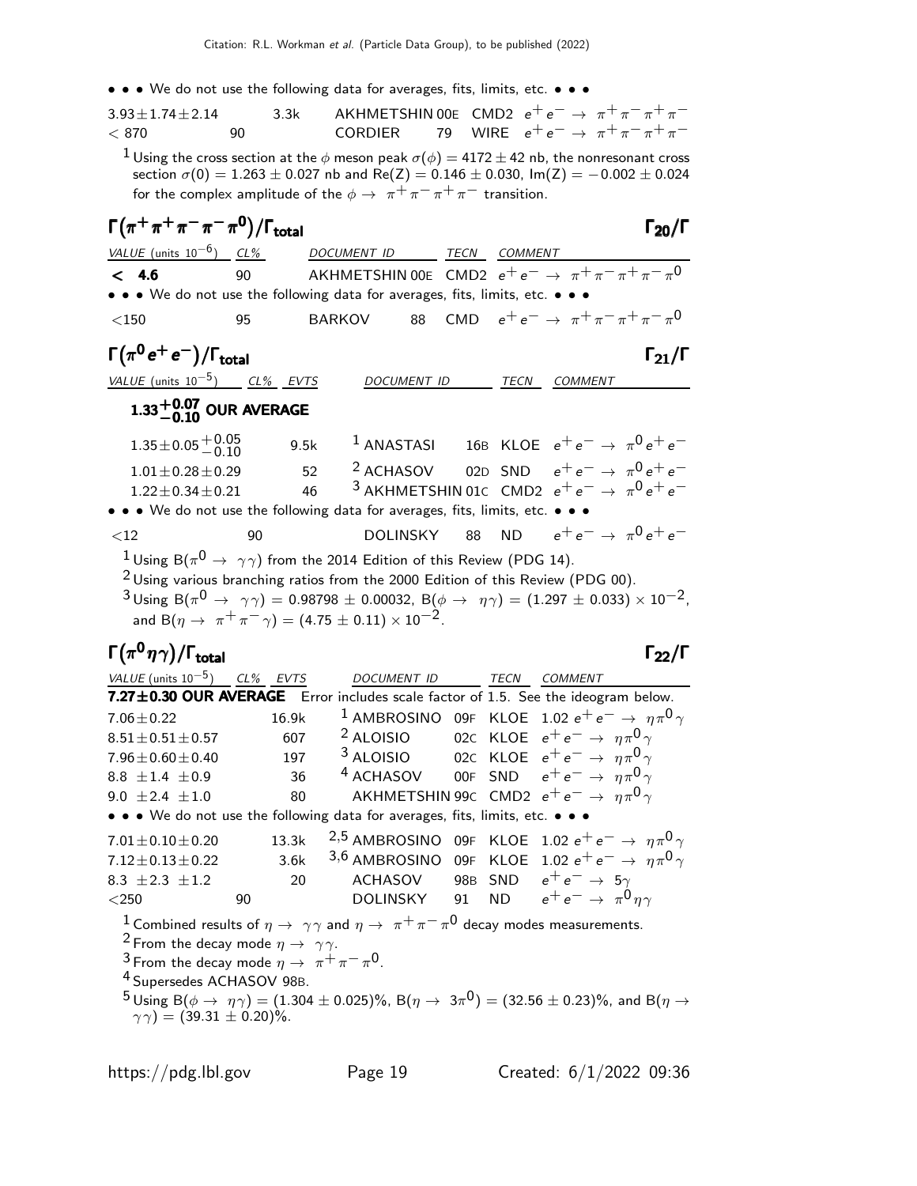• • • We do not use the following data for averages, fits, limits, etc. • • •

| VALUE | CL% | EVTS | DOCUMENT ID | | TECN | COMMENT |
|---|---|---|---|---|---|---|
| $3.93 \pm 1.74 \pm 2.14$ | | 3.3k | AKHMETSHIN | 00E | CMD2 | $e^+ e^- \rightarrow \pi^+ \pi^- \pi^+ \pi^-$ |
| $< 870$ | 90 | | CORDIER | 79 | WIRE | $e^+ e^- \rightarrow \pi^+ \pi^- \pi^+ \pi^-$ |

[1] Using the cross section at the $\phi$ meson peak $\sigma(\phi) = 4172 \pm 42$ nb, the nonresonant cross section $\sigma(0) = 1.263 \pm 0.027$ nb and $\mathrm{Re}(Z) = 0.146 \pm 0.030$, $\mathrm{Im}(Z) = -0.002 \pm 0.024$ for the complex amplitude of the $\phi \rightarrow \pi^+ \pi^- \pi^+ \pi^-$ transition.

## $\Gamma(\pi^+ \pi^+ \pi^- \pi^- \pi^0)/\Gamma_{\text{total}}$ — $\Gamma_{20}/\Gamma$

| VALUE (units $10^{-6}$) | CL% | DOCUMENT ID | | TECN | COMMENT |
|---|---|---|---|---|---|
| **< 4.6** | 90 | AKHMETSHIN | 00E | CMD2 | $e^+ e^- \rightarrow \pi^+ \pi^- \pi^+ \pi^- \pi^0$ |
| • • • We do not use the following data for averages, fits, limits, etc. • • • | | | | | |
| $<150$ | 95 | BARKOV | 88 | CMD | $e^+ e^- \rightarrow \pi^+ \pi^- \pi^+ \pi^- \pi^0$ |

## $\Gamma(\pi^0 e^+ e^-)/\Gamma_{\text{total}}$ — $\Gamma_{21}/\Gamma$

| VALUE (units $10^{-5}$) | CL% | EVTS | DOCUMENT ID | | TECN | COMMENT |
|---|---|---|---|---|---|---|
| **$1.33^{+0.07}_{-0.10}$ OUR AVERAGE** | | | | | | |
| $1.35 \pm 0.05^{+0.05}_{-0.10}$ | | 9.5k | [1] ANASTASI | 16B | KLOE | $e^+ e^- \rightarrow \pi^0 e^+ e^-$ |
| $1.01 \pm 0.28 \pm 0.29$ | | 52 | [2] ACHASOV | 02D | SND | $e^+ e^- \rightarrow \pi^0 e^+ e^-$ |
| $1.22 \pm 0.34 \pm 0.21$ | | 46 | [3] AKHMETSHIN | 01C | CMD2 | $e^+ e^- \rightarrow \pi^0 e^+ e^-$ |
| • • • We do not use the following data for averages, fits, limits, etc. • • • | | | | | | |
| $<12$ | 90 | | DOLINSKY | 88 | ND | $e^+ e^- \rightarrow \pi^0 e^+ e^-$ |

[1] Using $B(\pi^0 \rightarrow \gamma\gamma)$ from the 2014 Edition of this Review (PDG 14).

[2] Using various branching ratios from the 2000 Edition of this Review (PDG 00).

[3] Using $B(\pi^0 \rightarrow \gamma\gamma) = 0.98798 \pm 0.00032$, $B(\phi \rightarrow \eta\gamma) = (1.297 \pm 0.033) \times 10^{-2}$, and $B(\eta \rightarrow \pi^+ \pi^- \gamma) = (4.75 \pm 0.11) \times 10^{-2}$.

## $\Gamma(\pi^0 \eta \gamma)/\Gamma_{\text{total}}$ — $\Gamma_{22}/\Gamma$

| VALUE (units $10^{-5}$) | CL% | EVTS | DOCUMENT ID | | TECN | COMMENT |
|---|---|---|---|---|---|---|
| **$7.27 \pm 0.30$ OUR AVERAGE** | Error includes scale factor of 1.5. See the ideogram below. | | | | | |
| $7.06 \pm 0.22$ | | 16.9k | [1] AMBROSINO | 09F | KLOE | $1.02\ e^+ e^- \rightarrow \eta \pi^0 \gamma$ |
| $8.51 \pm 0.51 \pm 0.57$ | | 607 | [2] ALOISIO | 02C | KLOE | $e^+ e^- \rightarrow \eta \pi^0 \gamma$ |
| $7.96 \pm 0.60 \pm 0.40$ | | 197 | [3] ALOISIO | 02C | KLOE | $e^+ e^- \rightarrow \eta \pi^0 \gamma$ |
| $8.8 \pm 1.4 \pm 0.9$ | | 36 | [4] ACHASOV | 00F | SND | $e^+ e^- \rightarrow \eta \pi^0 \gamma$ |
| $9.0 \pm 2.4 \pm 1.0$ | | 80 | AKHMETSHIN | 99C | CMD2 | $e^+ e^- \rightarrow \eta \pi^0 \gamma$ |
| • • • We do not use the following data for averages, fits, limits, etc. • • • | | | | | | |
| $7.01 \pm 0.10 \pm 0.20$ | | 13.3k | [2,5] AMBROSINO | 09F | KLOE | $1.02\ e^+ e^- \rightarrow \eta \pi^0 \gamma$ |
| $7.12 \pm 0.13 \pm 0.22$ | | 3.6k | [3,6] AMBROSINO | 09F | KLOE | $1.02\ e^+ e^- \rightarrow \eta \pi^0 \gamma$ |
| $8.3 \pm 2.3 \pm 1.2$ | | 20 | ACHASOV | 98B | SND | $e^+ e^- \rightarrow 5\gamma$ |
| $<250$ | 90 | | DOLINSKY | 91 | ND | $e^+ e^- \rightarrow \pi^0 \eta \gamma$ |

[1] Combined results of $\eta \rightarrow \gamma\gamma$ and $\eta \rightarrow \pi^+ \pi^- \pi^0$ decay modes measurements.

[2] From the decay mode $\eta \rightarrow \gamma\gamma$.

[3] From the decay mode $\eta \rightarrow \pi^+ \pi^- \pi^0$.

[4] Supersedes ACHASOV 98B.

[5] Using $B(\phi \rightarrow \eta\gamma) = (1.304 \pm 0.025)\%$, $B(\eta \rightarrow 3\pi^0) = (32.56 \pm 0.23)\%$, and $B(\eta \rightarrow \gamma\gamma) = (39.31 \pm 0.20)\%$.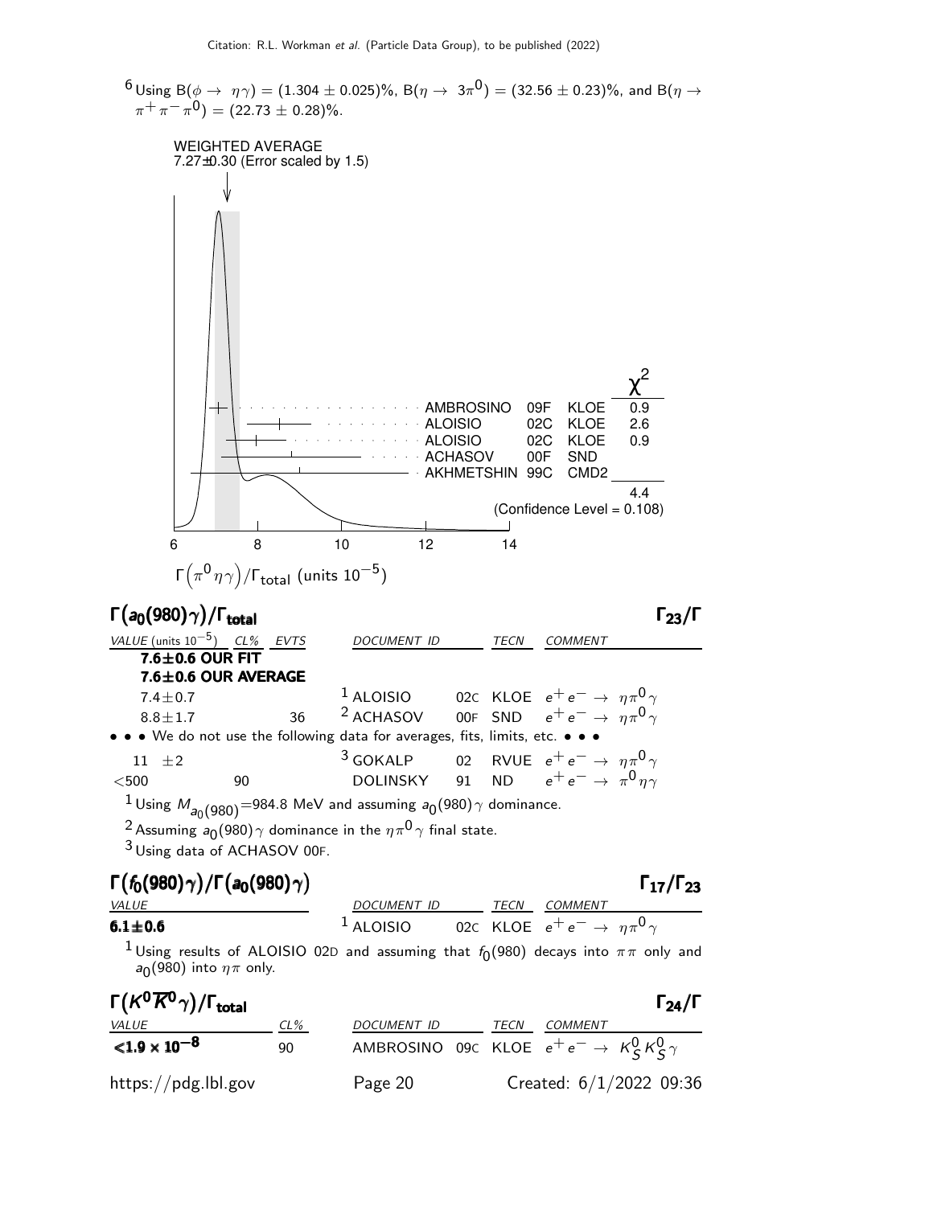[6] Using B($\phi \to \eta\gamma$) = (1.304 ± 0.025)%, B($\eta \to 3\pi^0$) = (32.56 ± 0.23)%, and B($\eta \to \pi^+\pi^-\pi^0$) = (22.73 ± 0.28)%.

WEIGHTED AVERAGE
7.27±0.30 (Error scaled by 1.5)

| | | | $\chi^2$ |
|---|---|---|---|
| AMBROSINO | 09F | KLOE | 0.9 |
| ALOISIO | 02C | KLOE | 2.6 |
| ALOISIO | 02C | KLOE | 0.9 |
| ACHASOV | 00F | SND | |
| AKHMETSHIN | 99C | CMD2 | |
| | | | 4.4 |

(Confidence Level = 0.108)

$\Gamma(\pi^0\eta\gamma)/\Gamma_{\text{total}}$ (units $10^{-5}$)

## $\Gamma(a_0(980)\gamma)/\Gamma_{\text{total}}$ — $\Gamma_{23}/\Gamma$

| VALUE (units $10^{-5}$) | CL% | EVTS | DOCUMENT ID | | TECN | COMMENT |
|---|---|---|---|---|---|---|
| **7.6±0.6 OUR FIT** | | | | | | |
| **7.6±0.6 OUR AVERAGE** | | | | | | |
| 7.4±0.7 | | | [1] ALOISIO | 02C | KLOE | $e^+e^- \to \eta\pi^0\gamma$ |
| 8.8±1.7 | | 36 | [2] ACHASOV | 00F | SND | $e^+e^- \to \eta\pi^0\gamma$ |
| • • • We do not use the following data for averages, fits, limits, etc. • • • | | | | | | |
| 11 ±2 | | | [3] GOKALP | 02 | RVUE | $e^+e^- \to \eta\pi^0\gamma$ |
| <500 | 90 | | DOLINSKY | 91 | ND | $e^+e^- \to \pi^0\eta\gamma$ |

[1] Using $M_{a_0(980)}$=984.8 MeV and assuming $a_0(980)\gamma$ dominance.

[2] Assuming $a_0(980)\gamma$ dominance in the $\eta\pi^0\gamma$ final state.

[3] Using data of ACHASOV 00F.

## $\Gamma(f_0(980)\gamma)/\Gamma(a_0(980)\gamma)$ — $\Gamma_{17}/\Gamma_{23}$

| VALUE | DOCUMENT ID | | TECN | COMMENT |
|---|---|---|---|---|
| **6.1±0.6** | [1] ALOISIO | 02C | KLOE | $e^+e^- \to \eta\pi^0\gamma$ |

[1] Using results of ALOISIO 02D and assuming that $f_0(980)$ decays into $\pi\pi$ only and $a_0(980)$ into $\eta\pi$ only.

## $\Gamma(K^0\overline{K}^0\gamma)/\Gamma_{\text{total}}$ — $\Gamma_{24}/\Gamma$

| VALUE | CL% | DOCUMENT ID | | TECN | COMMENT |
|---|---|---|---|---|---|
| **$<1.9 \times 10^{-8}$** | 90 | AMBROSINO | 09C | KLOE | $e^+e^- \to K^0_S K^0_S\gamma$ |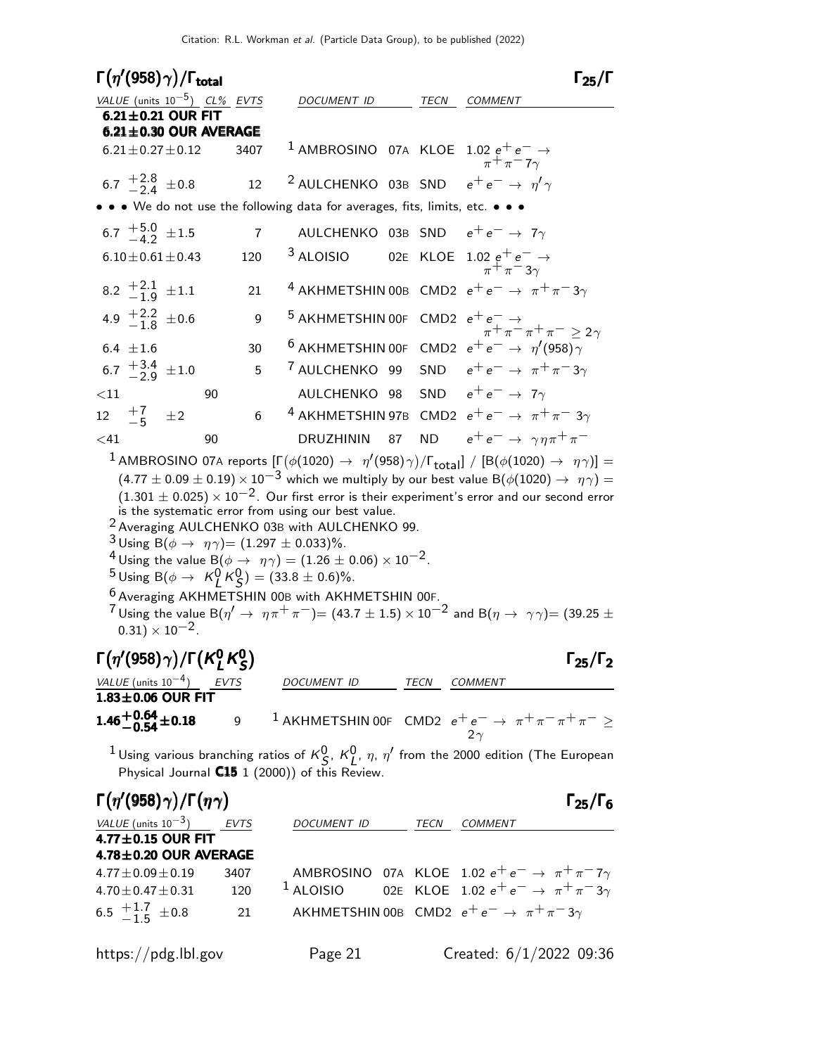## $\Gamma(\eta'(958)\gamma)/\Gamma_{total}$ — $\Gamma_{25}/\Gamma$

| VALUE (units $10^{-5}$) | CL% | EVTS | DOCUMENT ID | | TECN | COMMENT |
|---|---|---|---|---|---|---|
| **6.21±0.21 OUR FIT** | | | | | | |
| **6.21±0.30 OUR AVERAGE** | | | | | | |
| $6.21 \pm 0.27 \pm 0.12$ | | 3407 | [1] AMBROSINO | 07A | KLOE | 1.02 $e^+e^- \to \pi^+\pi^-7\gamma$ |
| $6.7\ ^{+2.8}_{-2.4} \pm 0.8$ | | 12 | [2] AULCHENKO | 03B | SND | $e^+e^- \to \eta'\gamma$ |
| • • • We do not use the following data for averages, fits, limits, etc. • • • | | | | | | |
| $6.7\ ^{+5.0}_{-4.2} \pm 1.5$ | | 7 | AULCHENKO | 03B | SND | $e^+e^- \to 7\gamma$ |
| $6.10 \pm 0.61 \pm 0.43$ | | 120 | [3] ALOISIO | 02E | KLOE | 1.02 $e^+e^- \to \pi^+\pi^-3\gamma$ |
| $8.2\ ^{+2.1}_{-1.9} \pm 1.1$ | | 21 | [4] AKHMETSHIN | 00B | CMD2 | $e^+e^- \to \pi^+\pi^-3\gamma$ |
| $4.9\ ^{+2.2}_{-1.8} \pm 0.6$ | | 9 | [5] AKHMETSHIN | 00F | CMD2 | $e^+e^- \to \pi^+\pi^-\pi^+\pi^- \geq 2\gamma$ |
| $6.4 \pm 1.6$ | | 30 | [6] AKHMETSHIN | 00F | CMD2 | $e^+e^- \to \eta'(958)\gamma$ |
| $6.7\ ^{+3.4}_{-2.9} \pm 1.0$ | | 5 | [7] AULCHENKO | 99 | SND | $e^+e^- \to \pi^+\pi^-3\gamma$ |
| $<11$ | 90 | | AULCHENKO | 98 | SND | $e^+e^- \to 7\gamma$ |
| $12\ ^{+7}_{-5} \pm 2$ | | 6 | [4] AKHMETSHIN | 97B | CMD2 | $e^+e^- \to \pi^+\pi^-3\gamma$ |
| $<41$ | 90 | | DRUZHININ | 87 | ND | $e^+e^- \to \gamma\eta\pi^+\pi^-$ |

[1] AMBROSINO 07A reports $[\Gamma(\phi(1020) \to \eta'(958)\gamma)/\Gamma_{total}]$ / $[B(\phi(1020) \to \eta\gamma)] = (4.77 \pm 0.09 \pm 0.19) \times 10^{-3}$ which we multiply by our best value $B(\phi(1020) \to \eta\gamma) = (1.301 \pm 0.025) \times 10^{-2}$. Our first error is their experiment's error and our second error is the systematic error from using our best value.

[2] Averaging AULCHENKO 03B with AULCHENKO 99.

[3] Using $B(\phi \to \eta\gamma) = (1.297 \pm 0.033)\%$.

[4] Using the value $B(\phi \to \eta\gamma) = (1.26 \pm 0.06) \times 10^{-2}$.

[5] Using $B(\phi \to K^0_L K^0_S) = (33.8 \pm 0.6)\%$.

[6] Averaging AKHMETSHIN 00B with AKHMETSHIN 00F.

[7] Using the value $B(\eta' \to \eta\pi^+\pi^-) = (43.7 \pm 1.5) \times 10^{-2}$ and $B(\eta \to \gamma\gamma) = (39.25 \pm 0.31) \times 10^{-2}$.

## $\Gamma(\eta'(958)\gamma)/\Gamma(K^0_L K^0_S)$ — $\Gamma_{25}/\Gamma_2$

| VALUE (units $10^{-4}$) | EVTS | DOCUMENT ID | | TECN | COMMENT |
|---|---|---|---|---|---|
| **1.83±0.06 OUR FIT** | | | | | |
| $\mathbf{1.46^{+0.64}_{-0.54} \pm 0.18}$ | 9 | [1] AKHMETSHIN | 00F | CMD2 | $e^+e^- \to \pi^+\pi^-\pi^+\pi^- \geq 2\gamma$ |

[1] Using various branching ratios of $K^0_S$, $K^0_L$, $\eta$, $\eta'$ from the 2000 edition (The European Physical Journal **C15** 1 (2000)) of this Review.

## $\Gamma(\eta'(958)\gamma)/\Gamma(\eta\gamma)$ — $\Gamma_{25}/\Gamma_6$

| VALUE (units $10^{-3}$) | EVTS | DOCUMENT ID | | TECN | COMMENT |
|---|---|---|---|---|---|
| **4.77±0.15 OUR FIT** | | | | | |
| **4.78±0.20 OUR AVERAGE** | | | | | |
| $4.77 \pm 0.09 \pm 0.19$ | 3407 | AMBROSINO | 07A | KLOE | 1.02 $e^+e^- \to \pi^+\pi^-7\gamma$ |
| $4.70 \pm 0.47 \pm 0.31$ | 120 | [1] ALOISIO | 02E | KLOE | 1.02 $e^+e^- \to \pi^+\pi^-3\gamma$ |
| $6.5\ ^{+1.7}_{-1.5} \pm 0.8$ | 21 | AKHMETSHIN | 00B | CMD2 | $e^+e^- \to \pi^+\pi^-3\gamma$ |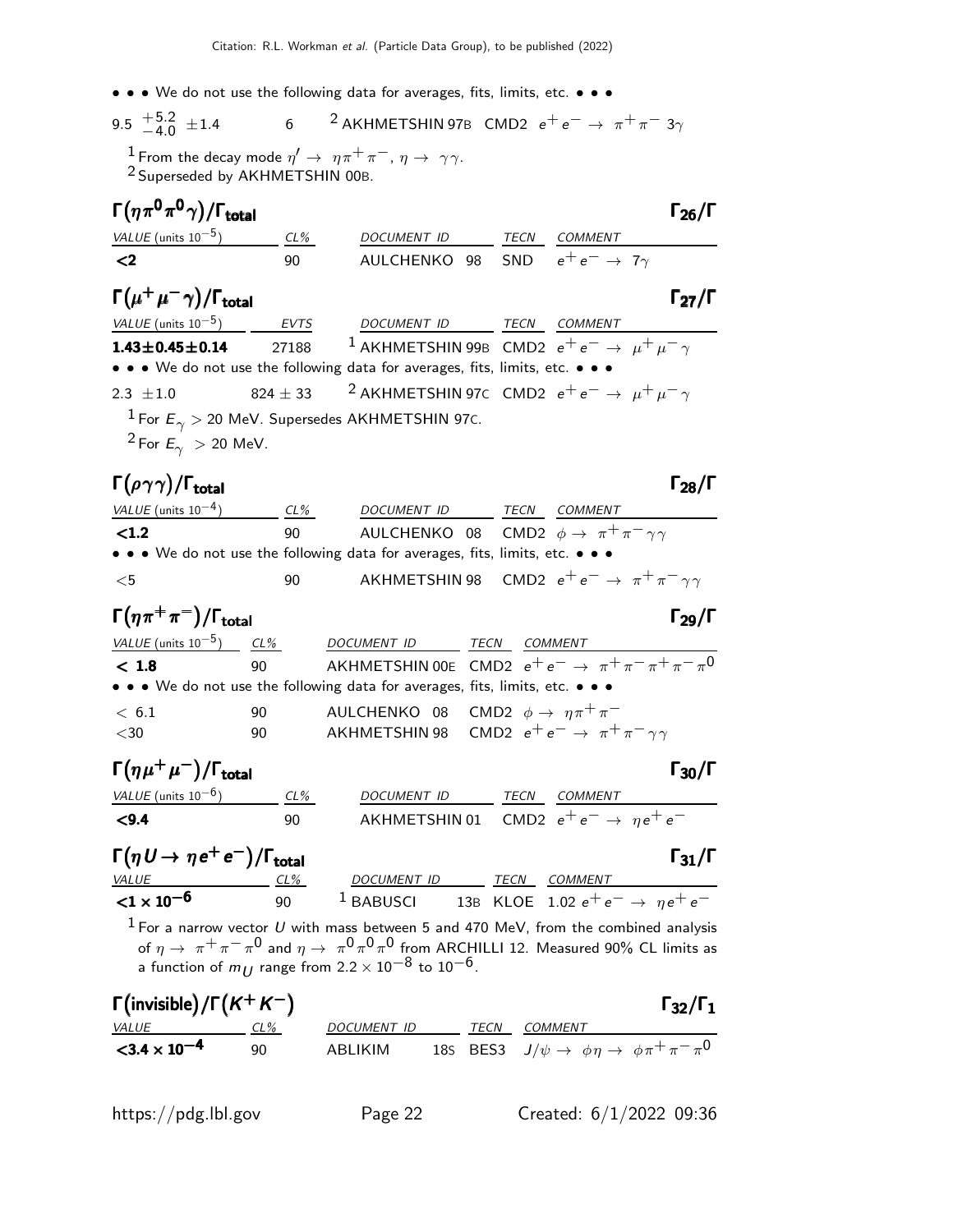• • • We do not use the following data for averages, fits, limits, etc. • • •

| | | | | |
|---|---|---|---|---|
| $9.5\ ^{+5.2}_{-4.0}\ \pm 1.4$ | 6 | [2] AKHMETSHIN 97B | CMD2 | $e^+e^- \to \pi^+\pi^- 3\gamma$ |

[1] From the decay mode $\eta' \to \eta\pi^+\pi^-$, $\eta \to \gamma\gamma$.
[2] Superseded by AKHMETSHIN 00B.

## $\Gamma(\eta\pi^0\pi^0\gamma)/\Gamma_{\text{total}}$ — $\Gamma_{26}/\Gamma$

| *VALUE* (units $10^{-5}$) | *CL%* | *DOCUMENT ID* | *TECN* | *COMMENT* |
|---|---|---|---|---|
| **<2** | 90 | AULCHENKO 98 | SND | $e^+e^- \to 7\gamma$ |

## $\Gamma(\mu^+\mu^-\gamma)/\Gamma_{\text{total}}$ — $\Gamma_{27}/\Gamma$

| *VALUE* (units $10^{-5}$) | *EVTS* | *DOCUMENT ID* | *TECN* | *COMMENT* |
|---|---|---|---|---|
| **1.43±0.45±0.14** | 27188 | [1] AKHMETSHIN 99B | CMD2 | $e^+e^- \to \mu^+\mu^-\gamma$ |
| • • • We do not use the following data for averages, fits, limits, etc. • • • | | | | |
| $2.3\ \pm 1.0$ | $824 \pm 33$ | [2] AKHMETSHIN 97C | CMD2 | $e^+e^- \to \mu^+\mu^-\gamma$ |

[1] For $E_\gamma > 20$ MeV. Supersedes AKHMETSHIN 97C.
[2] For $E_\gamma > 20$ MeV.

## $\Gamma(\rho\gamma\gamma)/\Gamma_{\text{total}}$ — $\Gamma_{28}/\Gamma$

| *VALUE* (units $10^{-4}$) | *CL%* | *DOCUMENT ID* | *TECN* | *COMMENT* |
|---|---|---|---|---|
| **<1.2** | 90 | AULCHENKO 08 | CMD2 | $\phi \to \pi^+\pi^-\gamma\gamma$ |
| • • • We do not use the following data for averages, fits, limits, etc. • • • | | | | |
| <5 | 90 | AKHMETSHIN 98 | CMD2 | $e^+e^- \to \pi^+\pi^-\gamma\gamma$ |

## $\Gamma(\eta\pi^+\pi^-)/\Gamma_{\text{total}}$ — $\Gamma_{29}/\Gamma$

| *VALUE* (units $10^{-5}$) | *CL%* | *DOCUMENT ID* | *TECN* | *COMMENT* |
|---|---|---|---|---|
| **< 1.8** | 90 | AKHMETSHIN 00E | CMD2 | $e^+e^- \to \pi^+\pi^-\pi^+\pi^-\pi^0$ |
| • • • We do not use the following data for averages, fits, limits, etc. • • • | | | | |
| < 6.1 | 90 | AULCHENKO 08 | CMD2 | $\phi \to \eta\pi^+\pi^-$ |
| <30 | 90 | AKHMETSHIN 98 | CMD2 | $e^+e^- \to \pi^+\pi^-\gamma\gamma$ |

## $\Gamma(\eta\mu^+\mu^-)/\Gamma_{\text{total}}$ — $\Gamma_{30}/\Gamma$

| *VALUE* (units $10^{-6}$) | *CL%* | *DOCUMENT ID* | *TECN* | *COMMENT* |
|---|---|---|---|---|
| **<9.4** | 90 | AKHMETSHIN 01 | CMD2 | $e^+e^- \to \eta e^+e^-$ |

## $\Gamma(\eta U \to \eta e^+e^-)/\Gamma_{\text{total}}$ — $\Gamma_{31}/\Gamma$

| *VALUE* | *CL%* | *DOCUMENT ID* | *TECN* | *COMMENT* |
|---|---|---|---|---|
| **$<1 \times 10^{-6}$** | 90 | [1] BABUSCI 13B | KLOE | 1.02 $e^+e^- \to \eta e^+e^-$ |

[1] For a narrow vector $U$ with mass between 5 and 470 MeV, from the combined analysis of $\eta \to \pi^+\pi^-\pi^0$ and $\eta \to \pi^0\pi^0\pi^0$ from ARCHILLI 12. Measured 90% CL limits as a function of $m_U$ range from $2.2 \times 10^{-8}$ to $10^{-6}$.

## $\Gamma(\text{invisible})/\Gamma(K^+K^-)$ — $\Gamma_{32}/\Gamma_1$

| *VALUE* | *CL%* | *DOCUMENT ID* | *TECN* | *COMMENT* |
|---|---|---|---|---|
| **$<3.4 \times 10^{-4}$** | 90 | ABLIKIM 18S | BES3 | $J/\psi \to \phi\eta \to \phi\pi^+\pi^-\pi^0$ |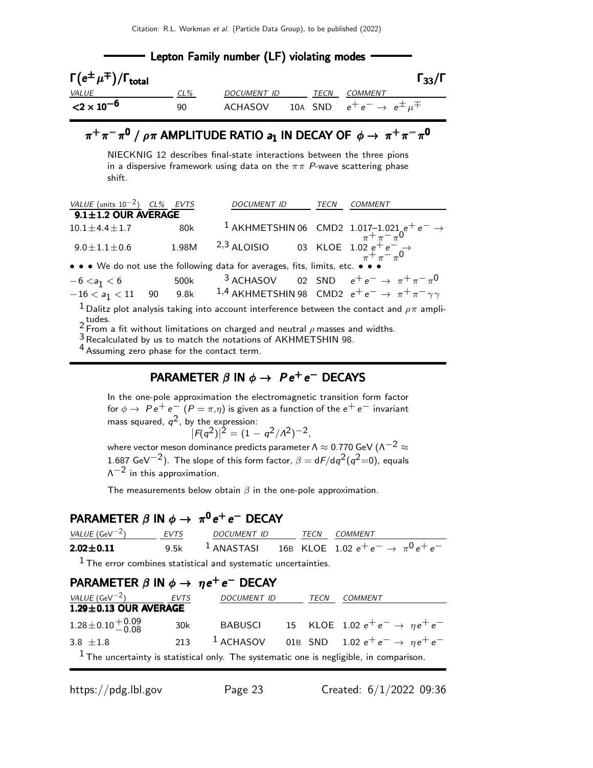## Lepton Family number (LF) violating modes

### $\Gamma(e^{\pm}\mu^{\mp})/\Gamma_{\text{total}}$ — $\Gamma_{33}/\Gamma$

| VALUE | CL% | DOCUMENT ID | | TECN | COMMENT |
|---|---|---|---|---|---|
| **$<2 \times 10^{-6}$** | 90 | ACHASOV | 10A | SND | $e^+e^- \to e^{\pm}\mu^{\mp}$ |

## $\pi^+\pi^-\pi^0$ / $\rho\pi$ AMPLITUDE RATIO $a_1$ IN DECAY OF $\phi \to \pi^+\pi^-\pi^0$

NIECKNIG 12 describes final-state interactions between the three pions in a dispersive framework using data on the $\pi\pi$ *P*-wave scattering phase shift.

| VALUE (units $10^{-2}$) | CL% | EVTS | DOCUMENT ID | | TECN | COMMENT |
|---|---|---|---|---|---|---|
| **9.1±1.2 OUR AVERAGE** | | | | | | |
| $10.1\pm4.4\pm1.7$ | | 80k | [1] AKHMETSHIN | 06 | CMD2 | 1.017–1.021 $e^+e^- \to \pi^+\pi^-\pi^0$ |
| $9.0\pm1.1\pm0.6$ | | 1.98M | [2,3] ALOISIO | 03 | KLOE | 1.02 $e^+e^- \to \pi^+\pi^-\pi^0$ |
| • • • We do not use the following data for averages, fits, limits, etc. • • • | | | | | | |
| $-6 < a_1 < 6$ | | 500k | [3] ACHASOV | 02 | SND | $e^+e^- \to \pi^+\pi^-\pi^0$ |
| $-16 < a_1 < 11$ | 90 | 9.8k | [1,4] AKHMETSHIN | 98 | CMD2 | $e^+e^- \to \pi^+\pi^-\gamma\gamma$ |

[1] Dalitz plot analysis taking into account interference between the contact and $\rho\pi$ amplitudes.
[2] From a fit without limitations on charged and neutral $\rho$ masses and widths.
[3] Recalculated by us to match the notations of AKHMETSHIN 98.
[4] Assuming zero phase for the contact term.

## PARAMETER $\beta$ IN $\phi \to P e^+e^-$ DECAYS

In the one-pole approximation the electromagnetic transition form factor for $\phi \to P e^+e^-$ ($P = \pi,\eta$) is given as a function of the $e^+e^-$ invariant mass squared, $q^2$, by the expression:

$$|F(q^2)|^2 = (1 - q^2/\Lambda^2)^{-2},$$

where vector meson dominance predicts parameter $\Lambda \approx 0.770$ GeV ($\Lambda^{-2} \approx 1.687$ GeV$^{-2}$). The slope of this form factor, $\beta = dF/dq^2(q^2{=}0)$, equals $\Lambda^{-2}$ in this approximation.

The measurements below obtain $\beta$ in the one-pole approximation.

### PARAMETER $\beta$ IN $\phi \to \pi^0 e^+e^-$ DECAY

| VALUE (GeV$^{-2}$) | EVTS | DOCUMENT ID | | TECN | COMMENT |
|---|---|---|---|---|---|
| **2.02±0.11** | 9.5k | [1] ANASTASI | 16B | KLOE | 1.02 $e^+e^- \to \pi^0 e^+e^-$ |

[1] The error combines statistical and systematic uncertainties.

### PARAMETER $\beta$ IN $\phi \to \eta e^+e^-$ DECAY

| VALUE (GeV$^{-2}$) | EVTS | DOCUMENT ID | | TECN | COMMENT |
|---|---|---|---|---|---|
| **1.29±0.13 OUR AVERAGE** | | | | | |
| $1.28\pm0.10^{+0.09}_{-0.08}$ | 30k | BABUSCI | 15 | KLOE | 1.02 $e^+e^- \to \eta e^+e^-$ |
| $3.8 \pm1.8$ | 213 | [1] ACHASOV | 01B | SND | 1.02 $e^+e^- \to \eta e^+e^-$ |

[1] The uncertainty is statistical only. The systematic one is negligible, in comparison.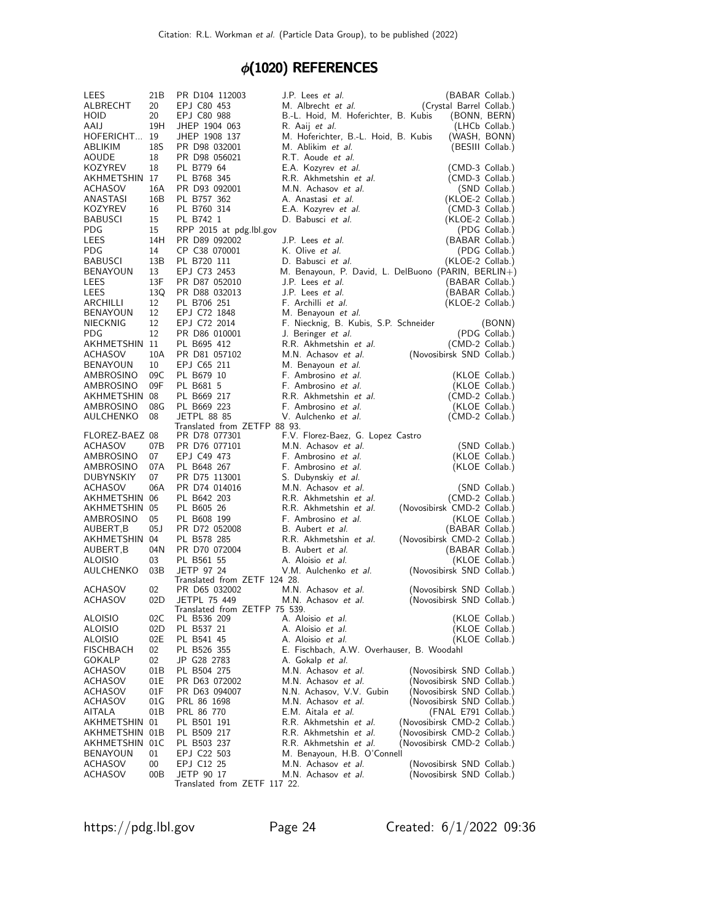# $\phi(1020)$ REFERENCES

| | | | | |
|---|---|---|---|---|
| LEES | 21B | PR D104 112003 | J.P. Lees *et al.* | (BABAR Collab.) |
| ALBRECHT | 20 | EPJ C80 453 | M. Albrecht *et al.* | (Crystal Barrel Collab.) |
| HOID | 20 | EPJ C80 988 | B.-L. Hoid, M. Hoferichter, B. Kubis | (BONN, BERN) |
| AAIJ | 19H | JHEP 1904 063 | R. Aaij *et al.* | (LHCb Collab.) |
| HOFERICHT... | 19 | JHEP 1908 137 | M. Hoferichter, B.-L. Hoid, B. Kubis | (WASH, BONN) |
| ABLIKIM | 18S | PR D98 032001 | M. Ablikim *et al.* | (BESIII Collab.) |
| AOUDE | 18 | PR D98 056021 | R.T. Aoude *et al.* | |
| KOZYREV | 18 | PL B779 64 | E.A. Kozyrev *et al.* | (CMD-3 Collab.) |
| AKHMETSHIN | 17 | PL B768 345 | R.R. Akhmetshin *et al.* | (CMD-3 Collab.) |
| ACHASOV | 16A | PR D93 092001 | M.N. Achasov *et al.* | (SND Collab.) |
| ANASTASI | 16B | PL B757 362 | A. Anastasi *et al.* | (KLOE-2 Collab.) |
| KOZYREV | 16 | PL B760 314 | E.A. Kozyrev *et al.* | (CMD-3 Collab.) |
| BABUSCI | 15 | PL B742 1 | D. Babusci *et al.* | (KLOE-2 Collab.) |
| PDG | 15 | RPP 2015 at pdg.lbl.gov | | (PDG Collab.) |
| LEES | 14H | PR D89 092002 | J.P. Lees *et al.* | (BABAR Collab.) |
| PDG | 14 | CP C38 070001 | K. Olive *et al.* | (PDG Collab.) |
| BABUSCI | 13B | PL B720 111 | D. Babusci *et al.* | (KLOE-2 Collab.) |
| BENAYOUN | 13 | EPJ C73 2453 | M. Benayoun, P. David, L. DelBuono | (PARIN, BERLIN+) |
| LEES | 13F | PR D87 052010 | J.P. Lees *et al.* | (BABAR Collab.) |
| LEES | 13Q | PR D88 032013 | J.P. Lees *et al.* | (BABAR Collab.) |
| ARCHILLI | 12 | PL B706 251 | F. Archilli *et al.* | (KLOE-2 Collab.) |
| BENAYOUN | 12 | EPJ C72 1848 | M. Benayoun *et al.* | |
| NIECKNIG | 12 | EPJ C72 2014 | F. Niecknig, B. Kubis, S.P. Schneider | (BONN) |
| PDG | 12 | PR D86 010001 | J. Beringer *et al.* | (PDG Collab.) |
| AKHMETSHIN | 11 | PL B695 412 | R.R. Akhmetshin *et al.* | (CMD-2 Collab.) |
| ACHASOV | 10A | PR D81 057102 | M.N. Achasov *et al.* | (Novosibirsk SND Collab.) |
| BENAYOUN | 10 | EPJ C65 211 | M. Benayoun *et al.* | |
| AMBROSINO | 09C | PL B679 10 | F. Ambrosino *et al.* | (KLOE Collab.) |
| AMBROSINO | 09F | PL B681 5 | F. Ambrosino *et al.* | (KLOE Collab.) |
| AKHMETSHIN | 08 | PL B669 217 | R.R. Akhmetshin *et al.* | (CMD-2 Collab.) |
| AMBROSINO | 08G | PL B669 223 | F. Ambrosino *et al.* | (KLOE Collab.) |
| AULCHENKO | 08 | JETPL 88 85 | V. Aulchenko *et al.* | (CMD-2 Collab.) |
| | | Translated from ZETFP 88 93. | | |
| FLOREZ-BAEZ | 08 | PR D78 077301 | F.V. Florez-Baez, G. Lopez Castro | |
| ACHASOV | 07B | PR D76 077101 | M.N. Achasov *et al.* | (SND Collab.) |
| AMBROSINO | 07 | EPJ C49 473 | F. Ambrosino *et al.* | (KLOE Collab.) |
| AMBROSINO | 07A | PL B648 267 | F. Ambrosino *et al.* | (KLOE Collab.) |
| DUBYNSKIY | 07 | PR D75 113001 | S. Dubynskiy *et al.* | |
| ACHASOV | 06A | PR D74 014016 | M.N. Achasov *et al.* | (SND Collab.) |
| AKHMETSHIN | 06 | PL B642 203 | R.R. Akhmetshin *et al.* | (CMD-2 Collab.) |
| AKHMETSHIN | 05 | PL B605 26 | R.R. Akhmetshin *et al.* | (Novosibirsk CMD-2 Collab.) |
| AMBROSINO | 05 | PL B608 199 | F. Ambrosino *et al.* | (KLOE Collab.) |
| AUBERT,B | 05J | PR D72 052008 | B. Aubert *et al.* | (BABAR Collab.) |
| AKHMETSHIN | 04 | PL B578 285 | R.R. Akhmetshin *et al.* | (Novosibirsk CMD-2 Collab.) |
| AUBERT,B | 04N | PR D70 072004 | B. Aubert *et al.* | (BABAR Collab.) |
| ALOISIO | 03 | PL B561 55 | A. Aloisio *et al.* | (KLOE Collab.) |
| AULCHENKO | 03B | JETP 97 24 | V.M. Aulchenko *et al.* | (Novosibirsk SND Collab.) |
| | | Translated from ZETF 124 28. | | |
| ACHASOV | 02 | PR D65 032002 | M.N. Achasov *et al.* | (Novosibirsk SND Collab.) |
| ACHASOV | 02D | JETPL 75 449 | M.N. Achasov *et al.* | (Novosibirsk SND Collab.) |
| | | Translated from ZETFP 75 539. | | |
| ALOISIO | 02C | PL B536 209 | A. Aloisio *et al.* | (KLOE Collab.) |
| ALOISIO | 02D | PL B537 21 | A. Aloisio *et al.* | (KLOE Collab.) |
| ALOISIO | 02E | PL B541 45 | A. Aloisio *et al.* | (KLOE Collab.) |
| FISCHBACH | 02 | PL B526 355 | E. Fischbach, A.W. Overhauser, B. Woodahl | |
| GOKALP | 02 | JP G28 2783 | A. Gokalp *et al.* | |
| ACHASOV | 01B | PL B504 275 | M.N. Achasov *et al.* | (Novosibirsk SND Collab.) |
| ACHASOV | 01E | PR D63 072002 | M.N. Achasov *et al.* | (Novosibirsk SND Collab.) |
| ACHASOV | 01F | PR D63 094007 | N.N. Achasov, V.V. Gubin | (Novosibirsk SND Collab.) |
| ACHASOV | 01G | PRL 86 1698 | M.N. Achasov *et al.* | (Novosibirsk SND Collab.) |
| AITALA | 01B | PRL 86 770 | E.M. Aitala *et al.* | (FNAL E791 Collab.) |
| AKHMETSHIN | 01 | PL B501 191 | R.R. Akhmetshin *et al.* | (Novosibirsk CMD-2 Collab.) |
| AKHMETSHIN | 01B | PL B509 217 | R.R. Akhmetshin *et al.* | (Novosibirsk CMD-2 Collab.) |
| AKHMETSHIN | 01C | PL B503 237 | R.R. Akhmetshin *et al.* | (Novosibirsk CMD-2 Collab.) |
| BENAYOUN | 01 | EPJ C22 503 | M. Benayoun, H.B. O'Connell | |
| ACHASOV | 00 | EPJ C12 25 | M.N. Achasov *et al.* | (Novosibirsk SND Collab.) |
| ACHASOV | 00B | JETP 90 17 | M.N. Achasov *et al.* | (Novosibirsk SND Collab.) |
| | | Translated from ZETF 117 22. | | |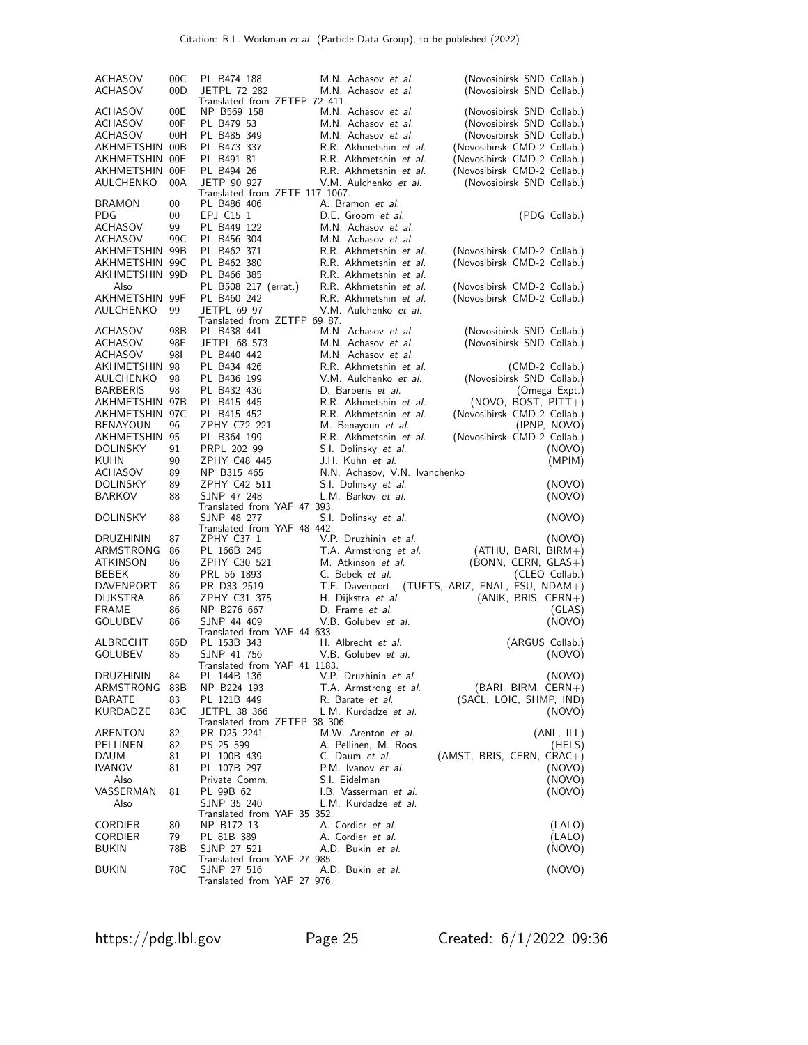| | | | | |
|---|---|---|---|---|
| ACHASOV | 00C | PL B474 188 | M.N. Achasov *et al.* | (Novosibirsk SND Collab.) |
| ACHASOV | 00D | JETPL 72 282 | M.N. Achasov *et al.* | (Novosibirsk SND Collab.) |
| | | Translated from ZETFP 72 411. | | |
| ACHASOV | 00E | NP B569 158 | M.N. Achasov *et al.* | (Novosibirsk SND Collab.) |
| ACHASOV | 00F | PL B479 53 | M.N. Achasov *et al.* | (Novosibirsk SND Collab.) |
| ACHASOV | 00H | PL B485 349 | M.N. Achasov *et al.* | (Novosibirsk SND Collab.) |
| AKHMETSHIN | 00B | PL B473 337 | R.R. Akhmetshin *et al.* | (Novosibirsk CMD-2 Collab.) |
| AKHMETSHIN | 00E | PL B491 81 | R.R. Akhmetshin *et al.* | (Novosibirsk CMD-2 Collab.) |
| AKHMETSHIN | 00F | PL B494 26 | R.R. Akhmetshin *et al.* | (Novosibirsk CMD-2 Collab.) |
| AULCHENKO | 00A | JETP 90 927 | V.M. Aulchenko *et al.* | (Novosibirsk SND Collab.) |
| | | Translated from ZETF 117 1067. | | |
| BRAMON | 00 | PL B486 406 | A. Bramon *et al.* | |
| PDG | 00 | EPJ C15 1 | D.E. Groom *et al.* | (PDG Collab.) |
| ACHASOV | 99 | PL B449 122 | M.N. Achasov *et al.* | |
| ACHASOV | 99C | PL B456 304 | M.N. Achasov *et al.* | |
| AKHMETSHIN | 99B | PL B462 371 | R.R. Akhmetshin *et al.* | (Novosibirsk CMD-2 Collab.) |
| AKHMETSHIN | 99C | PL B462 380 | R.R. Akhmetshin *et al.* | (Novosibirsk CMD-2 Collab.) |
| AKHMETSHIN | 99D | PL B466 385 | R.R. Akhmetshin *et al.* | |
| Also | | PL B508 217 (errat.) | R.R. Akhmetshin *et al.* | (Novosibirsk CMD-2 Collab.) |
| AKHMETSHIN | 99F | PL B460 242 | R.R. Akhmetshin *et al.* | (Novosibirsk CMD-2 Collab.) |
| AULCHENKO | 99 | JETPL 69 97 | V.M. Aulchenko *et al.* | |
| | | Translated from ZETFP 69 87. | | |
| ACHASOV | 98B | PL B438 441 | M.N. Achasov *et al.* | (Novosibirsk SND Collab.) |
| ACHASOV | 98F | JETPL 68 573 | M.N. Achasov *et al.* | (Novosibirsk SND Collab.) |
| ACHASOV | 98I | PL B440 442 | M.N. Achasov *et al.* | |
| AKHMETSHIN | 98 | PL B434 426 | R.R. Akhmetshin *et al.* | (CMD-2 Collab.) |
| AULCHENKO | 98 | PL B436 199 | V.M. Aulchenko *et al.* | (Novosibirsk SND Collab.) |
| BARBERIS | 98 | PL B432 436 | D. Barberis *et al.* | (Omega Expt.) |
| AKHMETSHIN | 97B | PL B415 445 | R.R. Akhmetshin *et al.* | (NOVO, BOST, PITT+) |
| AKHMETSHIN | 97C | PL B415 452 | R.R. Akhmetshin *et al.* | (Novosibirsk CMD-2 Collab.) |
| BENAYOUN | 96 | ZPHY C72 221 | M. Benayoun *et al.* | (IPNP, NOVO) |
| AKHMETSHIN | 95 | PL B364 199 | R.R. Akhmetshin *et al.* | (Novosibirsk CMD-2 Collab.) |
| DOLINSKY | 91 | PRPL 202 99 | S.I. Dolinsky *et al.* | (NOVO) |
| KUHN | 90 | ZPHY C48 445 | J.H. Kuhn *et al.* | (MPIM) |
| ACHASOV | 89 | NP B315 465 | N.N. Achasov, V.N. Ivanchenko | |
| DOLINSKY | 89 | ZPHY C42 511 | S.I. Dolinsky *et al.* | (NOVO) |
| BARKOV | 88 | SJNP 47 248 | L.M. Barkov *et al.* | (NOVO) |
| | | Translated from YAF 47 393. | | |
| DOLINSKY | 88 | SJNP 48 277 | S.I. Dolinsky *et al.* | (NOVO) |
| | | Translated from YAF 48 442. | | |
| DRUZHININ | 87 | ZPHY C37 1 | V.P. Druzhinin *et al.* | (NOVO) |
| ARMSTRONG | 86 | PL 166B 245 | T.A. Armstrong *et al.* | (ATHU, BARI, BIRM+) |
| ATKINSON | 86 | ZPHY C30 521 | M. Atkinson *et al.* | (BONN, CERN, GLAS+) |
| BEBEK | 86 | PRL 56 1893 | C. Bebek *et al.* | (CLEO Collab.) |
| DAVENPORT | 86 | PR D33 2519 | T.F. Davenport | (TUFTS, ARIZ, FNAL, FSU, NDAM+) |
| DIJKSTRA | 86 | ZPHY C31 375 | H. Dijkstra *et al.* | (ANIK, BRIS, CERN+) |
| FRAME | 86 | NP B276 667 | D. Frame *et al.* | (GLAS) |
| GOLUBEV | 86 | SJNP 44 409 | V.B. Golubev *et al.* | (NOVO) |
| | | Translated from YAF 44 633. | | |
| ALBRECHT | 85D | PL 153B 343 | H. Albrecht *et al.* | (ARGUS Collab.) |
| GOLUBEV | 85 | SJNP 41 756 | V.B. Golubev *et al.* | (NOVO) |
| | | Translated from YAF 41 1183. | | |
| DRUZHININ | 84 | PL 144B 136 | V.P. Druzhinin *et al.* | (NOVO) |
| ARMSTRONG | 83B | NP B224 193 | T.A. Armstrong *et al.* | (BARI, BIRM, CERN+) |
| BARATE | 83 | PL 121B 449 | R. Barate *et al.* | (SACL, LOIC, SHMP, IND) |
| KURDADZE | 83C | JETPL 38 366 | L.M. Kurdadze *et al.* | (NOVO) |
| | | Translated from ZETFP 38 306. | | |
| ARENTON | 82 | PR D25 2241 | M.W. Arenton *et al.* | (ANL, ILL) |
| PELLINEN | 82 | PS 25 599 | A. Pellinen, M. Roos | (HELS) |
| DAUM | 81 | PL 100B 439 | C. Daum *et al.* | (AMST, BRIS, CERN, CRAC+) |
| IVANOV | 81 | PL 107B 297 | P.M. Ivanov *et al.* | (NOVO) |
| Also | | Private Comm. | S.I. Eidelman | (NOVO) |
| VASSERMAN | 81 | PL 99B 62 | I.B. Vasserman *et al.* | (NOVO) |
| Also | | SJNP 35 240 | L.M. Kurdadze *et al.* | |
| | | Translated from YAF 35 352. | | |
| CORDIER | 80 | NP B172 13 | A. Cordier *et al.* | (LALO) |
| CORDIER | 79 | PL 81B 389 | A. Cordier *et al.* | (LALO) |
| BUKIN | 78B | SJNP 27 521 | A.D. Bukin *et al.* | (NOVO) |
| | | Translated from YAF 27 985. | | |
| BUKIN | 78C | SJNP 27 516 | A.D. Bukin *et al.* | (NOVO) |
| | | Translated from YAF 27 976. | | |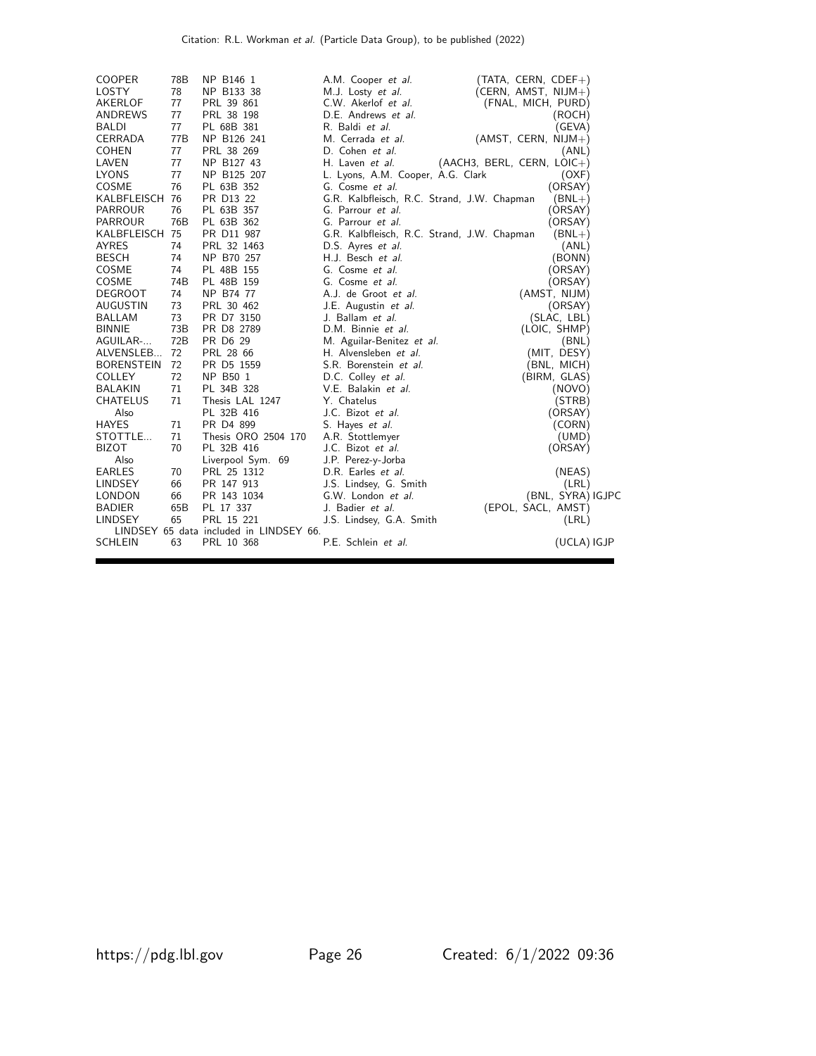| | | | | |
|---|---|---|---|---|
| COOPER | 78B | NP B146 1 | A.M. Cooper *et al.* | (TATA, CERN, CDEF+) |
| LOSTY | 78 | NP B133 38 | M.J. Losty *et al.* | (CERN, AMST, NIJM+) |
| AKERLOF | 77 | PRL 39 861 | C.W. Akerlof *et al.* | (FNAL, MICH, PURD) |
| ANDREWS | 77 | PRL 38 198 | D.E. Andrews *et al.* | (ROCH) |
| BALDI | 77 | PL 68B 381 | R. Baldi *et al.* | (GEVA) |
| CERRADA | 77B | NP B126 241 | M. Cerrada *et al.* | (AMST, CERN, NIJM+) |
| COHEN | 77 | PRL 38 269 | D. Cohen *et al.* | (ANL) |
| LAVEN | 77 | NP B127 43 | H. Laven *et al.* | (AACH3, BERL, CERN, LOIC+) |
| LYONS | 77 | NP B125 207 | L. Lyons, A.M. Cooper, A.G. Clark | (OXF) |
| COSME | 76 | PL 63B 352 | G. Cosme *et al.* | (ORSAY) |
| KALBFLEISCH | 76 | PR D13 22 | G.R. Kalbfleisch, R.C. Strand, J.W. Chapman | (BNL+) |
| PARROUR | 76 | PL 63B 357 | G. Parrour *et al.* | (ORSAY) |
| PARROUR | 76B | PL 63B 362 | G. Parrour *et al.* | (ORSAY) |
| KALBFLEISCH | 75 | PR D11 987 | G.R. Kalbfleisch, R.C. Strand, J.W. Chapman | (BNL+) |
| AYRES | 74 | PRL 32 1463 | D.S. Ayres *et al.* | (ANL) |
| BESCH | 74 | NP B70 257 | H.J. Besch *et al.* | (BONN) |
| COSME | 74 | PL 48B 155 | G. Cosme *et al.* | (ORSAY) |
| COSME | 74B | PL 48B 159 | G. Cosme *et al.* | (ORSAY) |
| DEGROOT | 74 | NP B74 77 | A.J. de Groot *et al.* | (AMST, NIJM) |
| AUGUSTIN | 73 | PRL 30 462 | J.E. Augustin *et al.* | (ORSAY) |
| BALLAM | 73 | PR D7 3150 | J. Ballam *et al.* | (SLAC, LBL) |
| BINNIE | 73B | PR D8 2789 | D.M. Binnie *et al.* | (LOIC, SHMP) |
| AGUILAR-... | 72B | PR D6 29 | M. Aguilar-Benitez *et al.* | (BNL) |
| ALVENSLEB... | 72 | PRL 28 66 | H. Alvensleben *et al.* | (MIT, DESY) |
| BORENSTEIN | 72 | PR D5 1559 | S.R. Borenstein *et al.* | (BNL, MICH) |
| COLLEY | 72 | NP B50 1 | D.C. Colley *et al.* | (BIRM, GLAS) |
| BALAKIN | 71 | PL 34B 328 | V.E. Balakin *et al.* | (NOVO) |
| CHATELUS | 71 | Thesis LAL 1247 | Y. Chatelus | (STRB) |
| Also | | PL 32B 416 | J.C. Bizot *et al.* | (ORSAY) |
| HAYES | 71 | PR D4 899 | S. Hayes *et al.* | (CORN) |
| STOTTLE... | 71 | Thesis ORO 2504 170 | A.R. Stottlemyer | (UMD) |
| BIZOT | 70 | PL 32B 416 | J.C. Bizot *et al.* | (ORSAY) |
| Also | | Liverpool Sym. 69 | J.P. Perez-y-Jorba | |
| EARLES | 70 | PRL 25 1312 | D.R. Earles *et al.* | (NEAS) |
| LINDSEY | 66 | PR 147 913 | J.S. Lindsey, G. Smith | (LRL) |
| LONDON | 66 | PR 143 1034 | G.W. London *et al.* | (BNL, SYRA) IGJPC |
| BADIER | 65B | PL 17 337 | J. Badier *et al.* | (EPOL, SACL, AMST) |
| LINDSEY | 65 | PRL 15 221 | J.S. Lindsey, G.A. Smith | (LRL) |
| LINDSEY 65 data included in LINDSEY 66. | | | | |
| SCHLEIN | 63 | PRL 10 368 | P.E. Schlein *et al.* | (UCLA) IGJP |